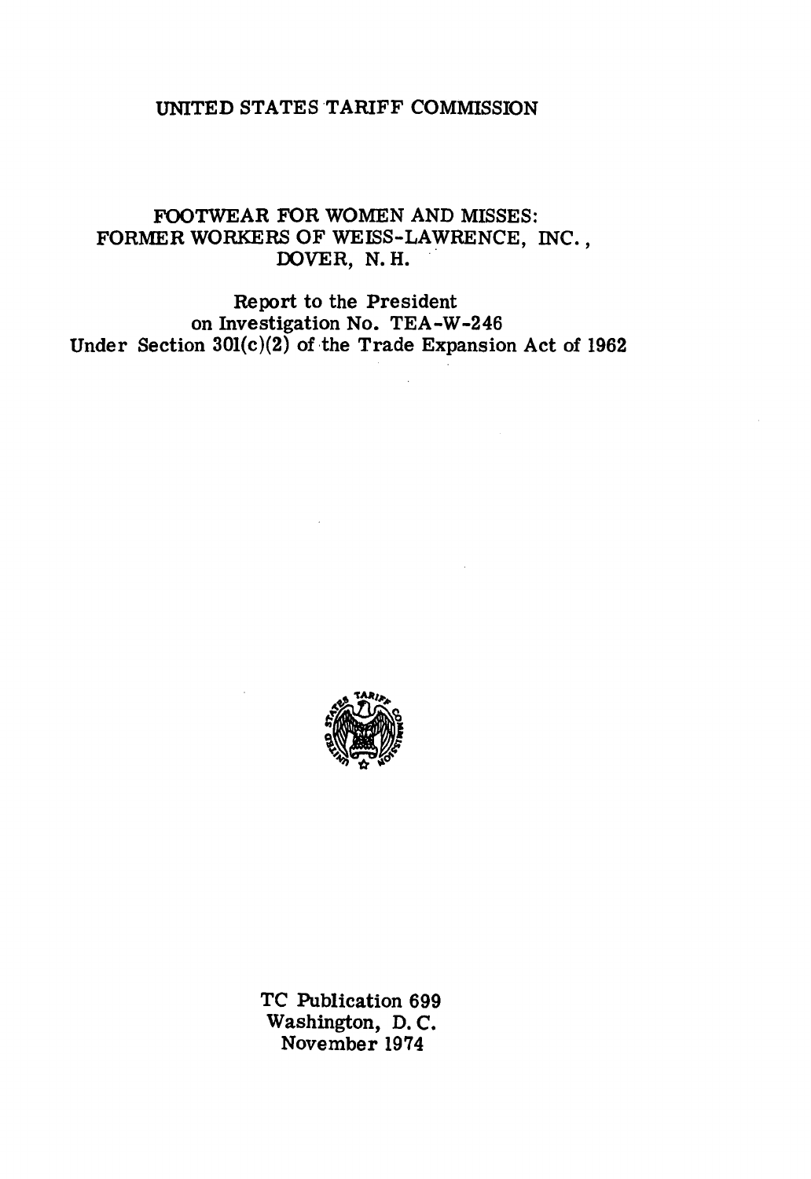# UNITED STATES TARIFF COMMISSION

## FOOTWEAR FOR WOMEN AND MISSES: FORMER WORKERS OF WEISS-LAWRENCE, INC., DOVER, N. H.

Report to the President
on Investigation No. TEA-W-246
Under Section 301(c)(2) of the Trade Expansion Act of 1962

TC Publication 699
Washington, D. C.
November 1974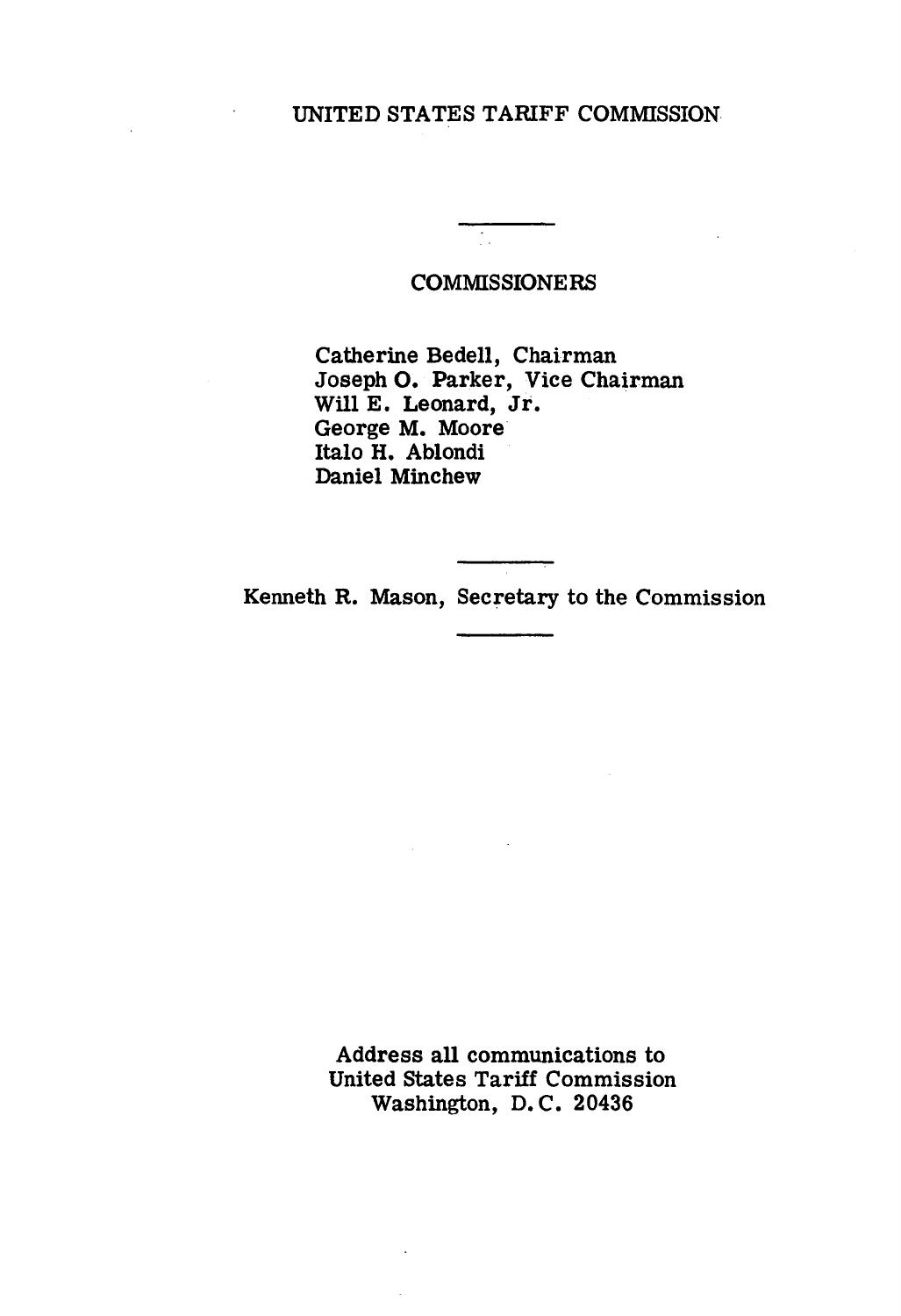UNITED STATES TARIFF COMMISSION

---

COMMISSIONERS

Catherine Bedell, Chairman
Joseph O. Parker, Vice Chairman
Will E. Leonard, Jr.
George M. Moore
Italo H. Ablondi
Daniel Minchew

---

Kenneth R. Mason, Secretary to the Commission

---

Address all communications to
United States Tariff Commission
Washington, D. C. 20436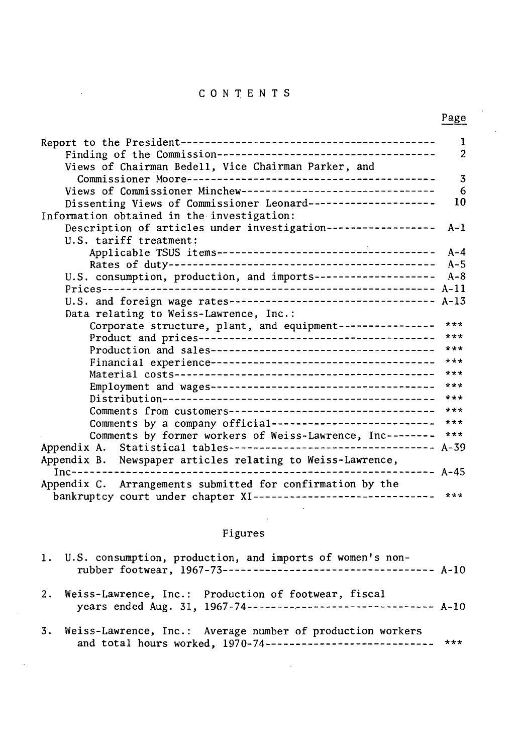# CONTENTS

| | Page |
|---|---|
| Report to the President | 1 |
| Finding of the Commission | 2 |
| Views of Chairman Bedell, Vice Chairman Parker, and Commissioner Moore | 3 |
| Views of Commissioner Minchew | 6 |
| Dissenting Views of Commissioner Leonard | 10 |
| Information obtained in the investigation: | |
| Description of articles under investigation | A-1 |
| U.S. tariff treatment: | |
| Applicable TSUS items | A-4 |
| Rates of duty | A-5 |
| U.S. consumption, production, and imports | A-8 |
| Prices | A-11 |
| U.S. and foreign wage rates | A-13 |
| Data relating to Weiss-Lawrence, Inc.: | |
| Corporate structure, plant, and equipment | *** |
| Product and prices | *** |
| Production and sales | *** |
| Financial experience | *** |
| Material costs | *** |
| Employment and wages | *** |
| Distribution | *** |
| Comments from customers | *** |
| Comments by a company official | *** |
| Comments by former workers of Weiss-Lawrence, Inc | *** |
| Appendix A. Statistical tables | A-39 |
| Appendix B. Newspaper articles relating to Weiss-Lawrence, Inc | A-45 |
| Appendix C. Arrangements submitted for confirmation by the bankruptcy court under chapter XI | *** |

## Figures

| | Page |
|---|---|
| 1. U.S. consumption, production, and imports of women's non-rubber footwear, 1967-73 | A-10 |
| 2. Weiss-Lawrence, Inc.: Production of footwear, fiscal years ended Aug. 31, 1967-74 | A-10 |
| 3. Weiss-Lawrence, Inc.: Average number of production workers and total hours worked, 1970-74 | *** |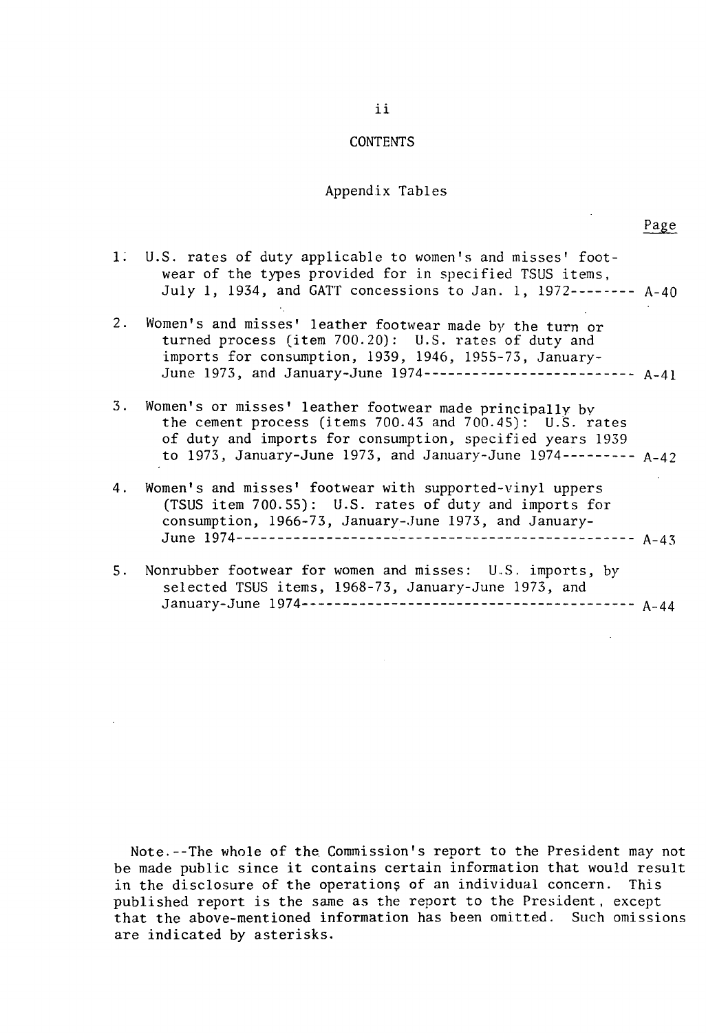# CONTENTS

## Appendix Tables

| | Page |
|---|---|
| 1. U.S. rates of duty applicable to women's and misses' footwear of the types provided for in specified TSUS items, July 1, 1934, and GATT concessions to Jan. 1, 1972 | A-40 |
| 2. Women's and misses' leather footwear made by the turn or turned process (item 700.20): U.S. rates of duty and imports for consumption, 1939, 1946, 1955-73, January-June 1973, and January-June 1974 | A-41 |
| 3. Women's or misses' leather footwear made principally by the cement process (items 700.43 and 700.45): U.S. rates of duty and imports for consumption, specified years 1939 to 1973, January-June 1973, and January-June 1974 | A-42 |
| 4. Women's and misses' footwear with supported-vinyl uppers (TSUS item 700.55): U.S. rates of duty and imports for consumption, 1966-73, January-June 1973, and January-June 1974 | A-43 |
| 5. Nonrubber footwear for women and misses: U.S. imports, by selected TSUS items, 1968-73, January-June 1973, and January-June 1974 | A-44 |

Note.--The whole of the Commission's report to the President may not be made public since it contains certain information that would result in the disclosure of the operations of an individual concern. This published report is the same as the report to the President, except that the above-mentioned information has been omitted. Such omissions are indicated by asterisks.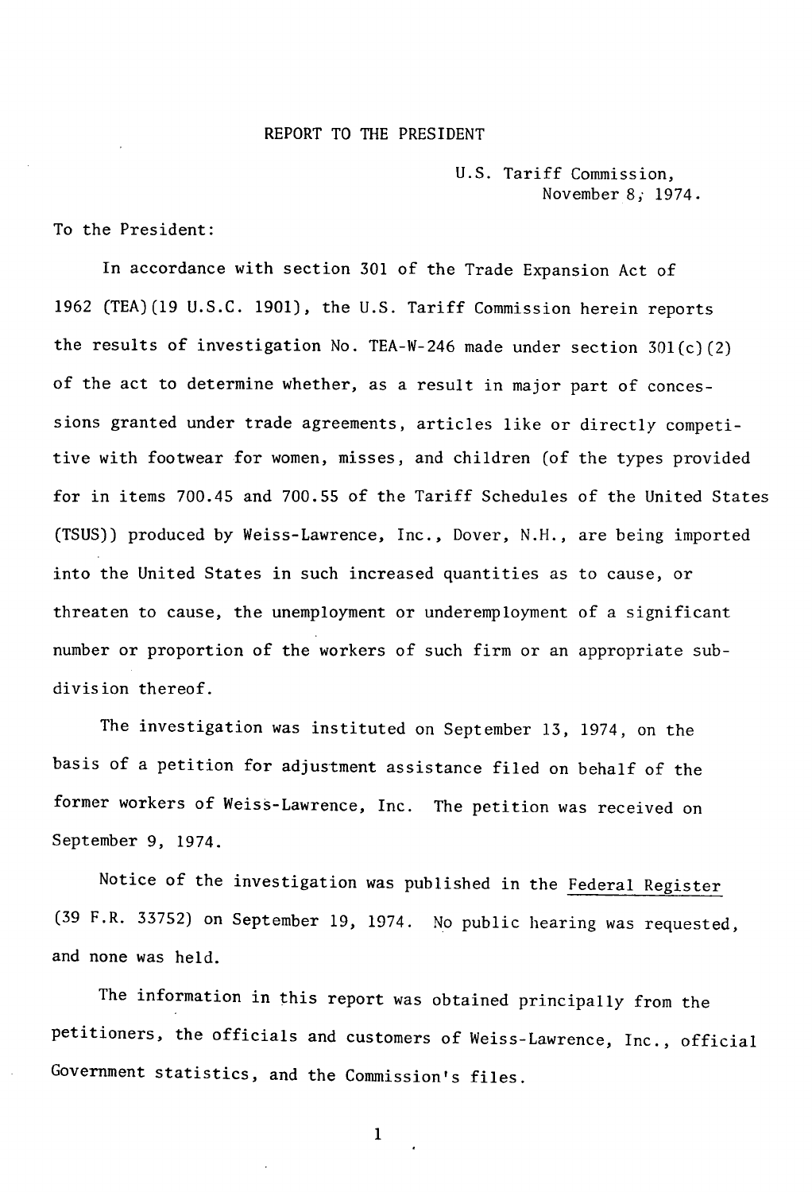# REPORT TO THE PRESIDENT

U.S. Tariff Commission,
November 8, 1974.

To the President:

In accordance with section 301 of the Trade Expansion Act of 1962 (TEA)(19 U.S.C. 1901), the U.S. Tariff Commission herein reports the results of investigation No. TEA-W-246 made under section 301(c)(2) of the act to determine whether, as a result in major part of concessions granted under trade agreements, articles like or directly competitive with footwear for women, misses, and children (of the types provided for in items 700.45 and 700.55 of the Tariff Schedules of the United States (TSUS)) produced by Weiss-Lawrence, Inc., Dover, N.H., are being imported into the United States in such increased quantities as to cause, or threaten to cause, the unemployment or underemployment of a significant number or proportion of the workers of such firm or an appropriate subdivision thereof.

The investigation was instituted on September 13, 1974, on the basis of a petition for adjustment assistance filed on behalf of the former workers of Weiss-Lawrence, Inc. The petition was received on September 9, 1974.

Notice of the investigation was published in the Federal Register (39 F.R. 33752) on September 19, 1974. No public hearing was requested, and none was held.

The information in this report was obtained principally from the petitioners, the officials and customers of Weiss-Lawrence, Inc., official Government statistics, and the Commission's files.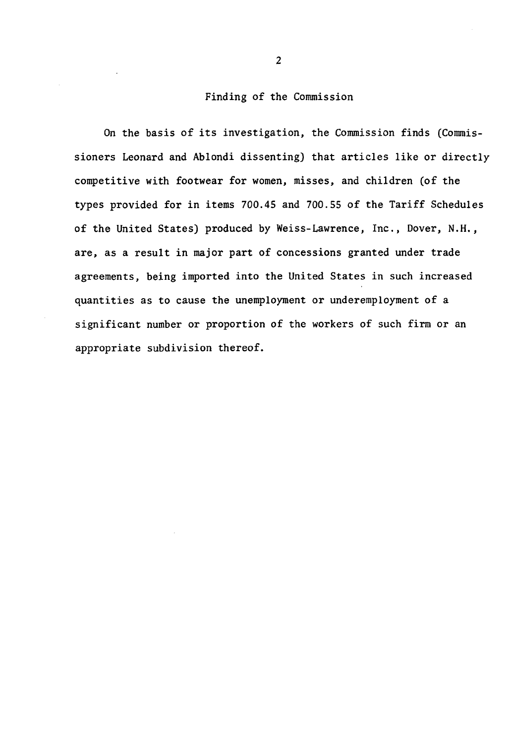## Finding of the Commission

On the basis of its investigation, the Commission finds (Commissioners Leonard and Ablondi dissenting) that articles like or directly competitive with footwear for women, misses, and children (of the types provided for in items 700.45 and 700.55 of the Tariff Schedules of the United States) produced by Weiss-Lawrence, Inc., Dover, N.H., are, as a result in major part of concessions granted under trade agreements, being imported into the United States in such increased quantities as to cause the unemployment or underemployment of a significant number or proportion of the workers of such firm or an appropriate subdivision thereof.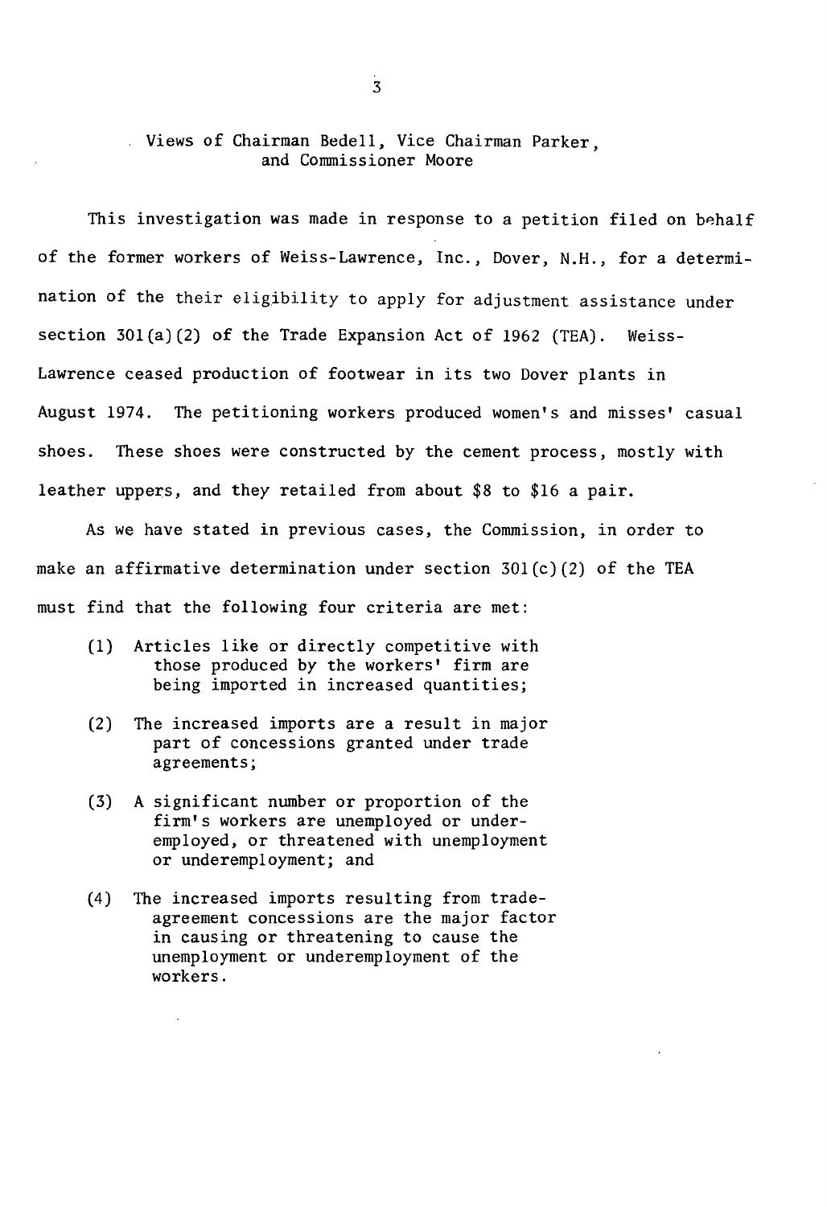## Views of Chairman Bedell, Vice Chairman Parker, and Commissioner Moore

This investigation was made in response to a petition filed on behalf of the former workers of Weiss-Lawrence, Inc., Dover, N.H., for a determination of the their eligibility to apply for adjustment assistance under section 301(a)(2) of the Trade Expansion Act of 1962 (TEA). Weiss-Lawrence ceased production of footwear in its two Dover plants in August 1974. The petitioning workers produced women's and misses' casual shoes. These shoes were constructed by the cement process, mostly with leather uppers, and they retailed from about $8 to $16 a pair.

As we have stated in previous cases, the Commission, in order to make an affirmative determination under section 301(c)(2) of the TEA must find that the following four criteria are met:

(1) Articles like or directly competitive with those produced by the workers' firm are being imported in increased quantities;

(2) The increased imports are a result in major part of concessions granted under trade agreements;

(3) A significant number or proportion of the firm's workers are unemployed or underemployed, or threatened with unemployment or underemployment; and

(4) The increased imports resulting from trade-agreement concessions are the major factor in causing or threatening to cause the unemployment or underemployment of the workers.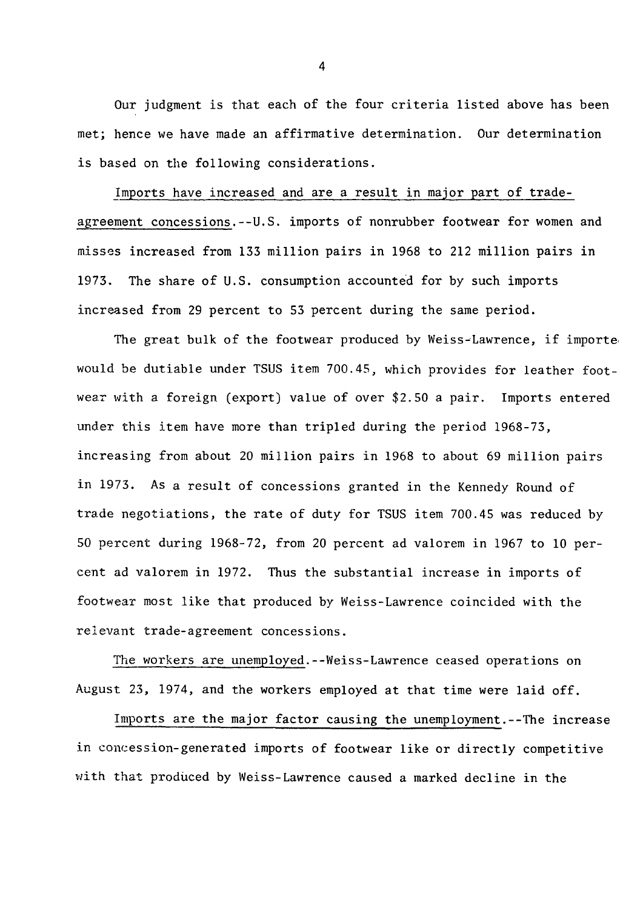Our judgment is that each of the four criteria listed above has been met; hence we have made an affirmative determination. Our determination is based on the following considerations.

Imports have increased and are a result in major part of trade-agreement concessions.--U.S. imports of nonrubber footwear for women and misses increased from 133 million pairs in 1968 to 212 million pairs in 1973. The share of U.S. consumption accounted for by such imports increased from 29 percent to 53 percent during the same period.

The great bulk of the footwear produced by Weiss-Lawrence, if imported would be dutiable under TSUS item 700.45, which provides for leather footwear with a foreign (export) value of over $2.50 a pair. Imports entered under this item have more than tripled during the period 1968-73, increasing from about 20 million pairs in 1968 to about 69 million pairs in 1973. As a result of concessions granted in the Kennedy Round of trade negotiations, the rate of duty for TSUS item 700.45 was reduced by 50 percent during 1968-72, from 20 percent ad valorem in 1967 to 10 percent ad valorem in 1972. Thus the substantial increase in imports of footwear most like that produced by Weiss-Lawrence coincided with the relevant trade-agreement concessions.

The workers are unemployed.--Weiss-Lawrence ceased operations on August 23, 1974, and the workers employed at that time were laid off.

Imports are the major factor causing the unemployment.--The increase in concession-generated imports of footwear like or directly competitive with that produced by Weiss-Lawrence caused a marked decline in the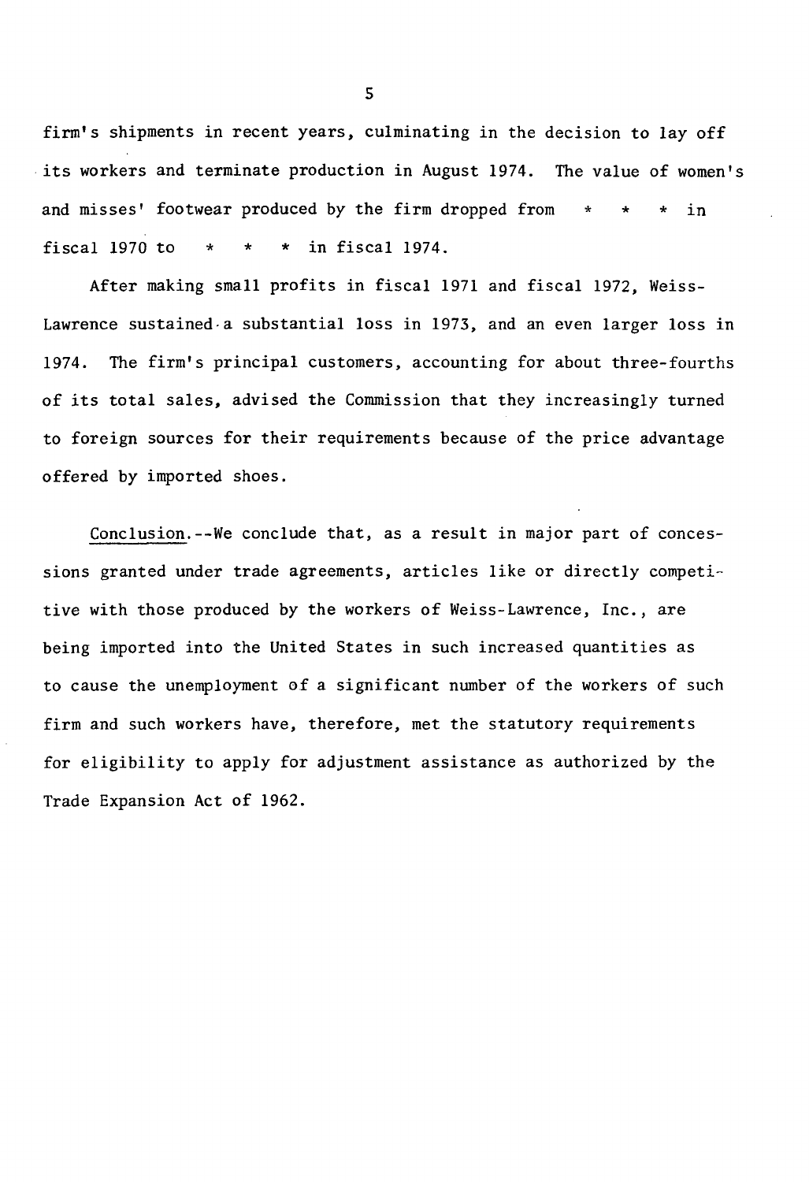firm's shipments in recent years, culminating in the decision to lay off its workers and terminate production in August 1974. The value of women's and misses' footwear produced by the firm dropped from * * * in fiscal 1970 to * * * in fiscal 1974.

After making small profits in fiscal 1971 and fiscal 1972, Weiss-Lawrence sustained a substantial loss in 1973, and an even larger loss in 1974. The firm's principal customers, accounting for about three-fourths of its total sales, advised the Commission that they increasingly turned to foreign sources for their requirements because of the price advantage offered by imported shoes.

Conclusion.--We conclude that, as a result in major part of concessions granted under trade agreements, articles like or directly competitive with those produced by the workers of Weiss-Lawrence, Inc., are being imported into the United States in such increased quantities as to cause the unemployment of a significant number of the workers of such firm and such workers have, therefore, met the statutory requirements for eligibility to apply for adjustment assistance as authorized by the Trade Expansion Act of 1962.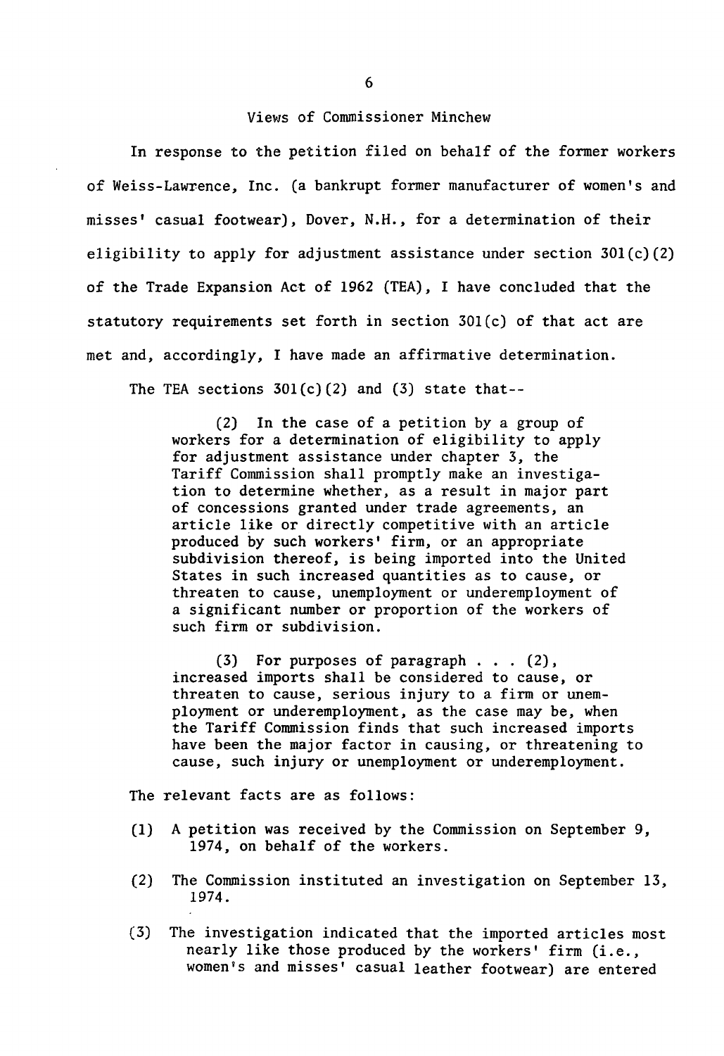## Views of Commissioner Minchew

In response to the petition filed on behalf of the former workers of Weiss-Lawrence, Inc. (a bankrupt former manufacturer of women's and misses' casual footwear), Dover, N.H., for a determination of their eligibility to apply for adjustment assistance under section 301(c)(2) of the Trade Expansion Act of 1962 (TEA), I have concluded that the statutory requirements set forth in section 301(c) of that act are met and, accordingly, I have made an affirmative determination.

The TEA sections 301(c)(2) and (3) state that--

> (2) In the case of a petition by a group of workers for a determination of eligibility to apply for adjustment assistance under chapter 3, the Tariff Commission shall promptly make an investigation to determine whether, as a result in major part of concessions granted under trade agreements, an article like or directly competitive with an article produced by such workers' firm, or an appropriate subdivision thereof, is being imported into the United States in such increased quantities as to cause, or threaten to cause, unemployment or underemployment of a significant number or proportion of the workers of such firm or subdivision.
>
> (3) For purposes of paragraph . . . (2), increased imports shall be considered to cause, or threaten to cause, serious injury to a firm or unemployment or underemployment, as the case may be, when the Tariff Commission finds that such increased imports have been the major factor in causing, or threatening to cause, such injury or unemployment or underemployment.

The relevant facts are as follows:

(1) A petition was received by the Commission on September 9, 1974, on behalf of the workers.

(2) The Commission instituted an investigation on September 13, 1974.

(3) The investigation indicated that the imported articles most nearly like those produced by the workers' firm (i.e., women's and misses' casual leather footwear) are entered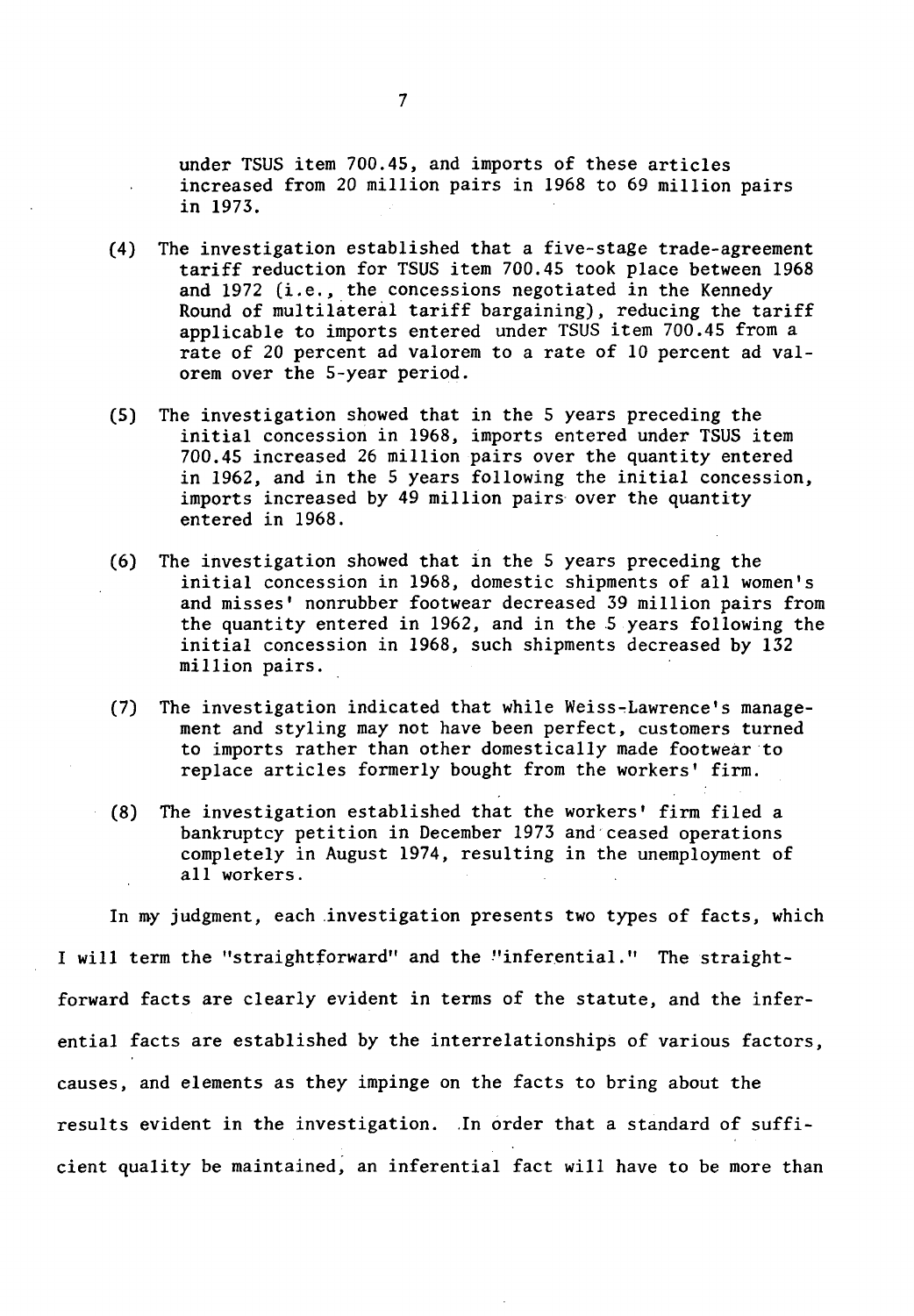under TSUS item 700.45, and imports of these articles increased from 20 million pairs in 1968 to 69 million pairs in 1973.

(4) The investigation established that a five-stage trade-agreement tariff reduction for TSUS item 700.45 took place between 1968 and 1972 (i.e., the concessions negotiated in the Kennedy Round of multilateral tariff bargaining), reducing the tariff applicable to imports entered under TSUS item 700.45 from a rate of 20 percent ad valorem to a rate of 10 percent ad valorem over the 5-year period.

(5) The investigation showed that in the 5 years preceding the initial concession in 1968, imports entered under TSUS item 700.45 increased 26 million pairs over the quantity entered in 1962, and in the 5 years following the initial concession, imports increased by 49 million pairs over the quantity entered in 1968.

(6) The investigation showed that in the 5 years preceding the initial concession in 1968, domestic shipments of all women's and misses' nonrubber footwear decreased 39 million pairs from the quantity entered in 1962, and in the 5 years following the initial concession in 1968, such shipments decreased by 132 million pairs.

(7) The investigation indicated that while Weiss-Lawrence's management and styling may not have been perfect, customers turned to imports rather than other domestically made footwear to replace articles formerly bought from the workers' firm.

(8) The investigation established that the workers' firm filed a bankruptcy petition in December 1973 and ceased operations completely in August 1974, resulting in the unemployment of all workers.

In my judgment, each investigation presents two types of facts, which I will term the "straightforward" and the "inferential." The straightforward facts are clearly evident in terms of the statute, and the inferential facts are established by the interrelationships of various factors, causes, and elements as they impinge on the facts to bring about the results evident in the investigation. In order that a standard of sufficient quality be maintained, an inferential fact will have to be more than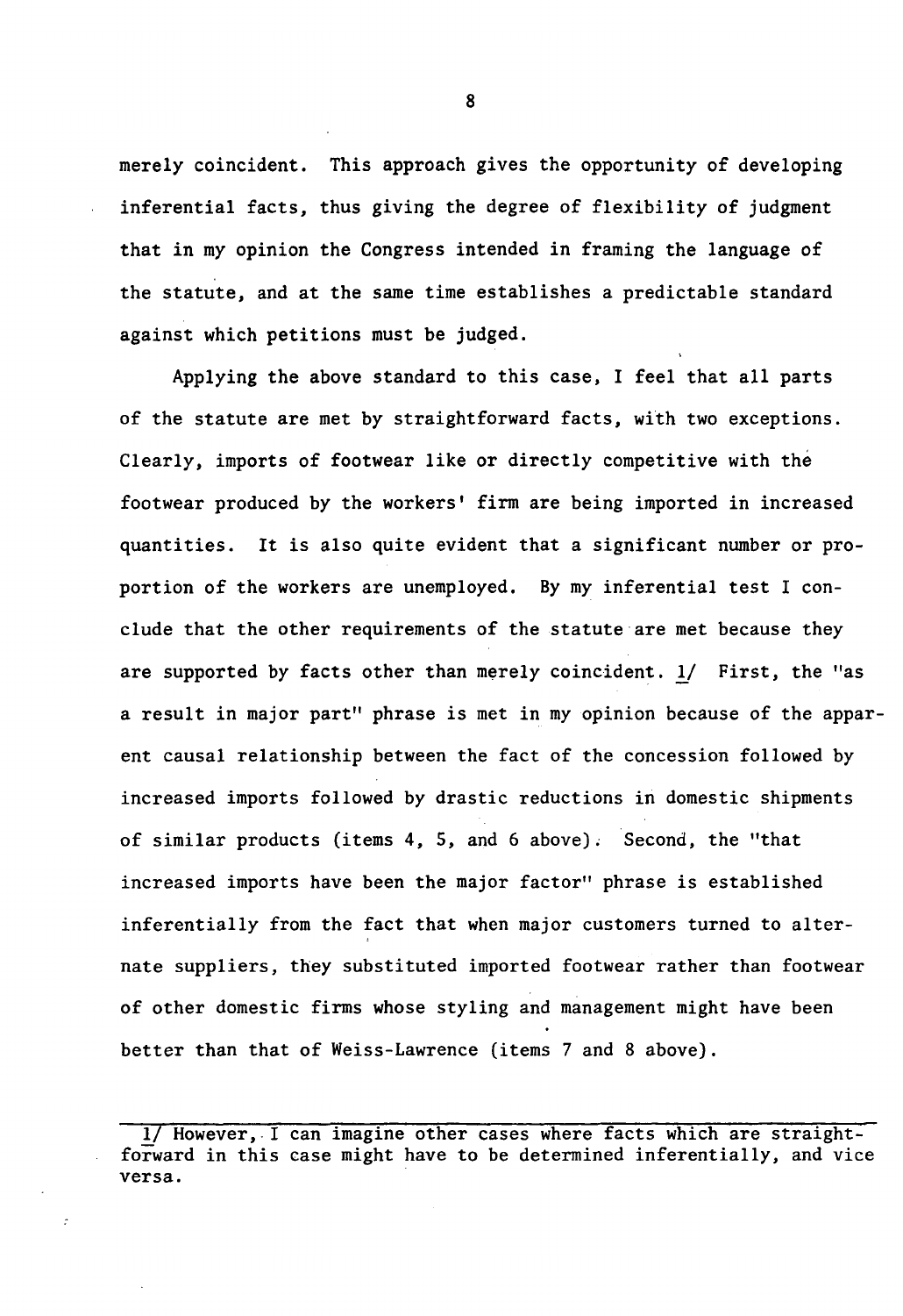merely coincident. This approach gives the opportunity of developing inferential facts, thus giving the degree of flexibility of judgment that in my opinion the Congress intended in framing the language of the statute, and at the same time establishes a predictable standard against which petitions must be judged.

Applying the above standard to this case, I feel that all parts of the statute are met by straightforward facts, with two exceptions. Clearly, imports of footwear like or directly competitive with the footwear produced by the workers' firm are being imported in increased quantities. It is also quite evident that a significant number or proportion of the workers are unemployed. By my inferential test I conclude that the other requirements of the statute are met because they are supported by facts other than merely coincident. 1/ First, the "as a result in major part" phrase is met in my opinion because of the apparent causal relationship between the fact of the concession followed by increased imports followed by drastic reductions in domestic shipments of similar products (items 4, 5, and 6 above). Second, the "that increased imports have been the major factor" phrase is established inferentially from the fact that when major customers turned to alternate suppliers, they substituted imported footwear rather than footwear of other domestic firms whose styling and management might have been better than that of Weiss-Lawrence (items 7 and 8 above).

---

1/ However, I can imagine other cases where facts which are straightforward in this case might have to be determined inferentially, and vice versa.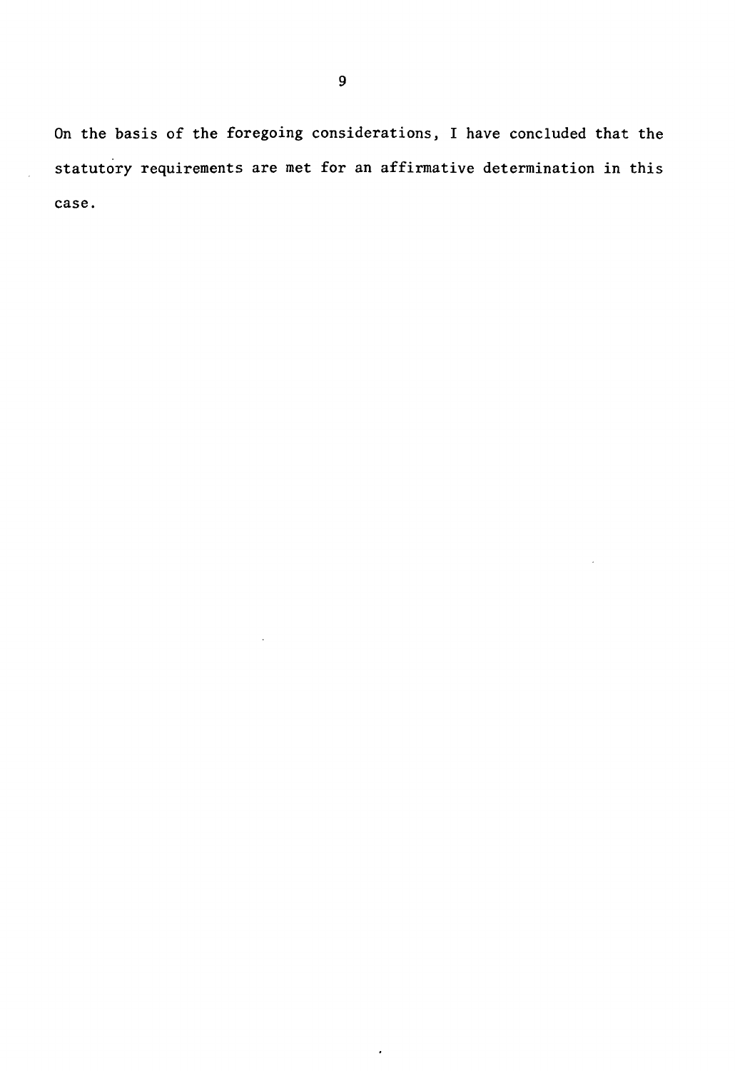On the basis of the foregoing considerations, I have concluded that the statutory requirements are met for an affirmative determination in this case.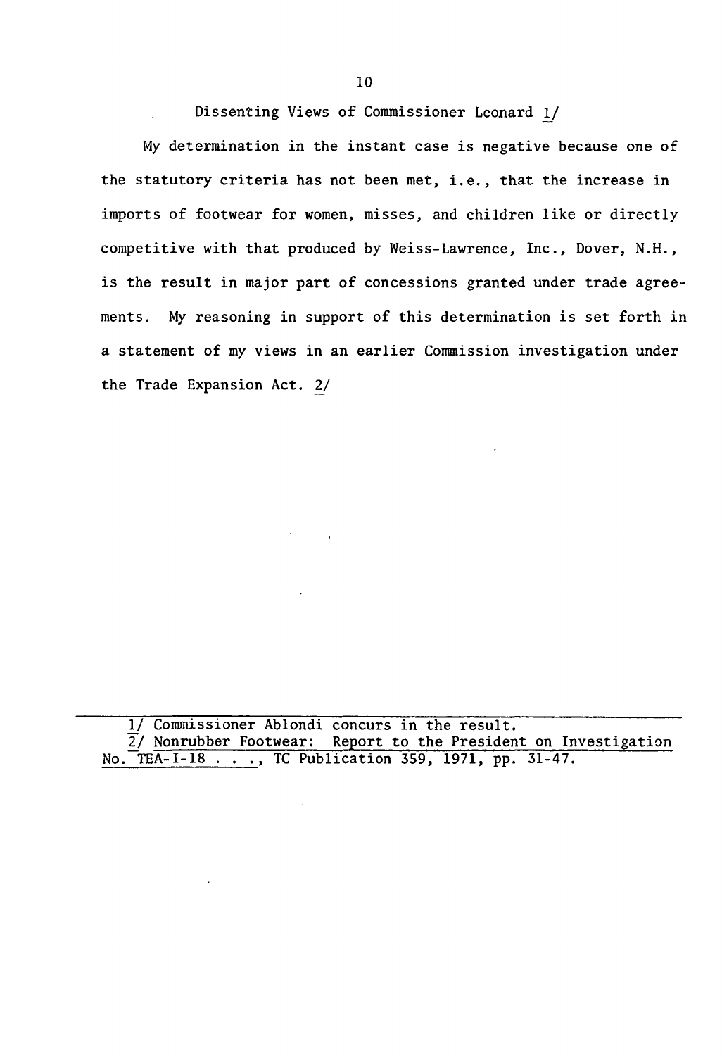## Dissenting Views of Commissioner Leonard [1]

My determination in the instant case is negative because one of the statutory criteria has not been met, i.e., that the increase in imports of footwear for women, misses, and children like or directly competitive with that produced by Weiss-Lawrence, Inc., Dover, N.H., is the result in major part of concessions granted under trade agreements. My reasoning in support of this determination is set forth in a statement of my views in an earlier Commission investigation under the Trade Expansion Act. [2]

---

[1] Commissioner Ablondi concurs in the result.
[2] Nonrubber Footwear: Report to the President on Investigation No. TEA-I-18 . . ., TC Publication 359, 1971, pp. 31-47.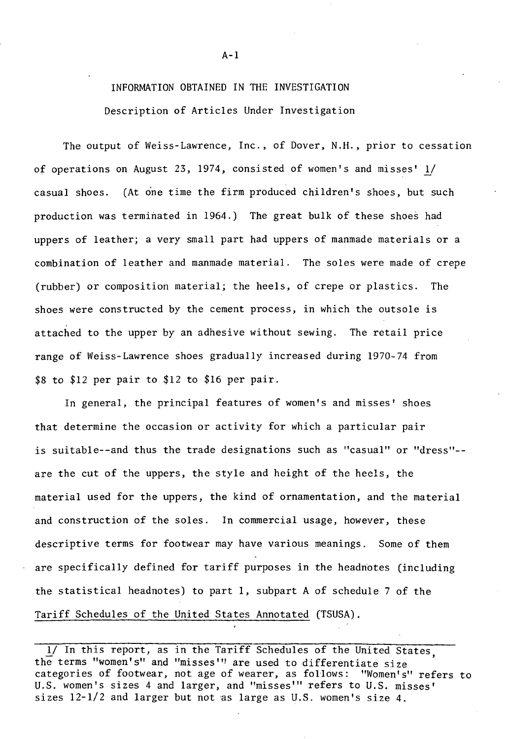# INFORMATION OBTAINED IN THE INVESTIGATION

## Description of Articles Under Investigation

The output of Weiss-Lawrence, Inc., of Dover, N.H., prior to cessation of operations on August 23, 1974, consisted of women's and misses' 1/ casual shoes. (At one time the firm produced children's shoes, but such production was terminated in 1964.) The great bulk of these shoes had uppers of leather; a very small part had uppers of manmade materials or a combination of leather and manmade material. The soles were made of crepe (rubber) or composition material; the heels, of crepe or plastics. The shoes were constructed by the cement process, in which the outsole is attached to the upper by an adhesive without sewing. The retail price range of Weiss-Lawrence shoes gradually increased during 1970-74 from $8 to $12 per pair to $12 to $16 per pair.

In general, the principal features of women's and misses' shoes that determine the occasion or activity for which a particular pair is suitable--and thus the trade designations such as "casual" or "dress"--are the cut of the uppers, the style and height of the heels, the material used for the uppers, the kind of ornamentation, and the material and construction of the soles. In commercial usage, however, these descriptive terms for footwear may have various meanings. Some of them are specifically defined for tariff purposes in the headnotes (including the statistical headnotes) to part 1, subpart A of schedule 7 of the Tariff Schedules of the United States Annotated (TSUSA).

---

1/ In this report, as in the Tariff Schedules of the United States, the terms "women's" and "misses'" are used to differentiate size categories of footwear, not age of wearer, as follows: "Women's" refers to U.S. women's sizes 4 and larger, and "misses'" refers to U.S. misses' sizes 12-1/2 and larger but not as large as U.S. women's size 4.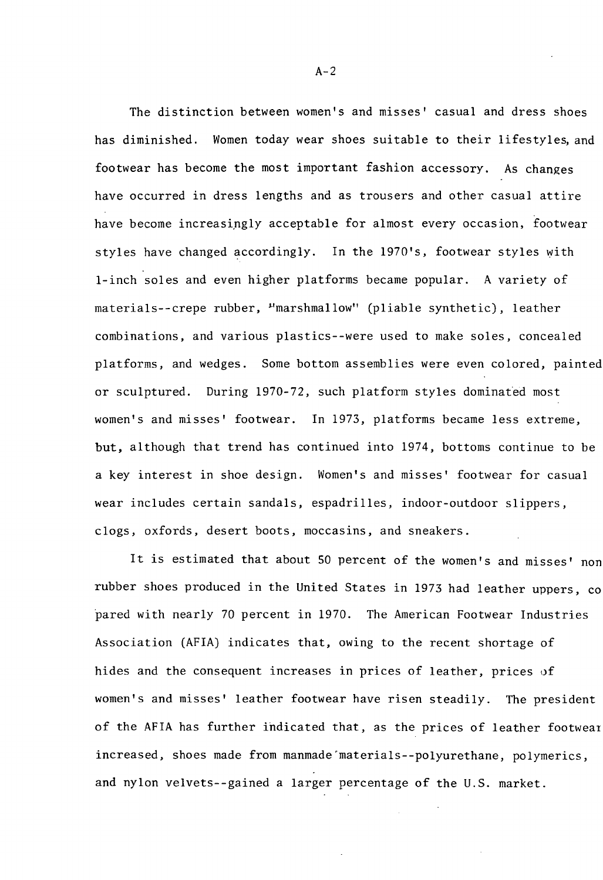The distinction between women's and misses' casual and dress shoes has diminished. Women today wear shoes suitable to their lifestyles, and footwear has become the most important fashion accessory. As changes have occurred in dress lengths and as trousers and other casual attire have become increasingly acceptable for almost every occasion, footwear styles have changed accordingly. In the 1970's, footwear styles with 1-inch soles and even higher platforms became popular. A variety of materials--crepe rubber, "marshmallow" (pliable synthetic), leather combinations, and various plastics--were used to make soles, concealed platforms, and wedges. Some bottom assemblies were even colored, painted or sculptured. During 1970-72, such platform styles dominated most women's and misses' footwear. In 1973, platforms became less extreme, but, although that trend has continued into 1974, bottoms continue to be a key interest in shoe design. Women's and misses' footwear for casual wear includes certain sandals, espadrilles, indoor-outdoor slippers, clogs, oxfords, desert boots, moccasins, and sneakers.

It is estimated that about 50 percent of the women's and misses' nonrubber shoes produced in the United States in 1973 had leather uppers, compared with nearly 70 percent in 1970. The American Footwear Industries Association (AFIA) indicates that, owing to the recent shortage of hides and the consequent increases in prices of leather, prices of women's and misses' leather footwear have risen steadily. The president of the AFIA has further indicated that, as the prices of leather footwear increased, shoes made from manmade materials--polyurethane, polymerics, and nylon velvets--gained a larger percentage of the U.S. market.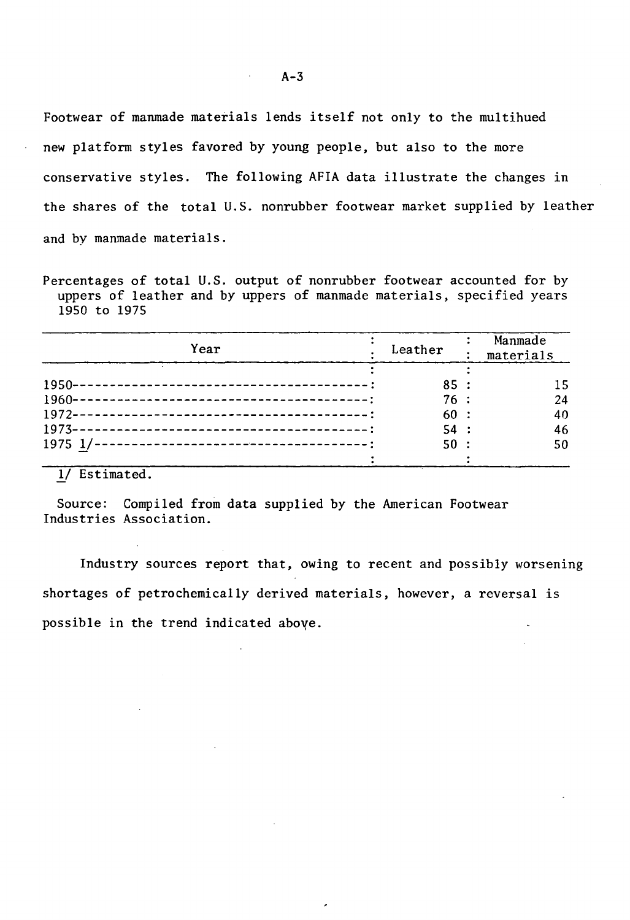Footwear of manmade materials lends itself not only to the multihued new platform styles favored by young people, but also to the more conservative styles. The following AFIA data illustrate the changes in the shares of the total U.S. nonrubber footwear market supplied by leather and by manmade materials.

Percentages of total U.S. output of nonrubber footwear accounted for by uppers of leather and by uppers of manmade materials, specified years 1950 to 1975

| Year | Leather | Manmade materials |
|---|---|---|
| 1950 | 85 | 15 |
| 1960 | 76 | 24 |
| 1972 | 60 | 40 |
| 1973 | 54 | 46 |
| 1975 1/ | 50 | 50 |

1/ Estimated.

Source: Compiled from data supplied by the American Footwear Industries Association.

Industry sources report that, owing to recent and possibly worsening shortages of petrochemically derived materials, however, a reversal is possible in the trend indicated above.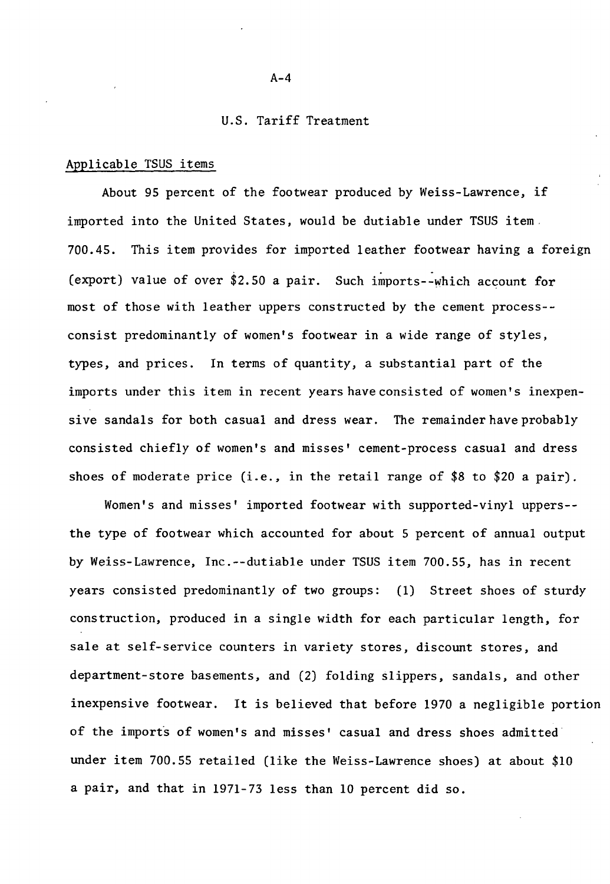## U.S. Tariff Treatment

### Applicable TSUS items

About 95 percent of the footwear produced by Weiss-Lawrence, if imported into the United States, would be dutiable under TSUS item 700.45. This item provides for imported leather footwear having a foreign (export) value of over $2.50 a pair. Such imports--which account for most of those with leather uppers constructed by the cement process--consist predominantly of women's footwear in a wide range of styles, types, and prices. In terms of quantity, a substantial part of the imports under this item in recent years have consisted of women's inexpensive sandals for both casual and dress wear. The remainder have probably consisted chiefly of women's and misses' cement-process casual and dress shoes of moderate price (i.e., in the retail range of $8 to $20 a pair).

Women's and misses' imported footwear with supported-vinyl uppers--the type of footwear which accounted for about 5 percent of annual output by Weiss-Lawrence, Inc.--dutiable under TSUS item 700.55, has in recent years consisted predominantly of two groups: (1) Street shoes of sturdy construction, produced in a single width for each particular length, for sale at self-service counters in variety stores, discount stores, and department-store basements, and (2) folding slippers, sandals, and other inexpensive footwear. It is believed that before 1970 a negligible portion of the imports of women's and misses' casual and dress shoes admitted under item 700.55 retailed (like the Weiss-Lawrence shoes) at about $10 a pair, and that in 1971-73 less than 10 percent did so.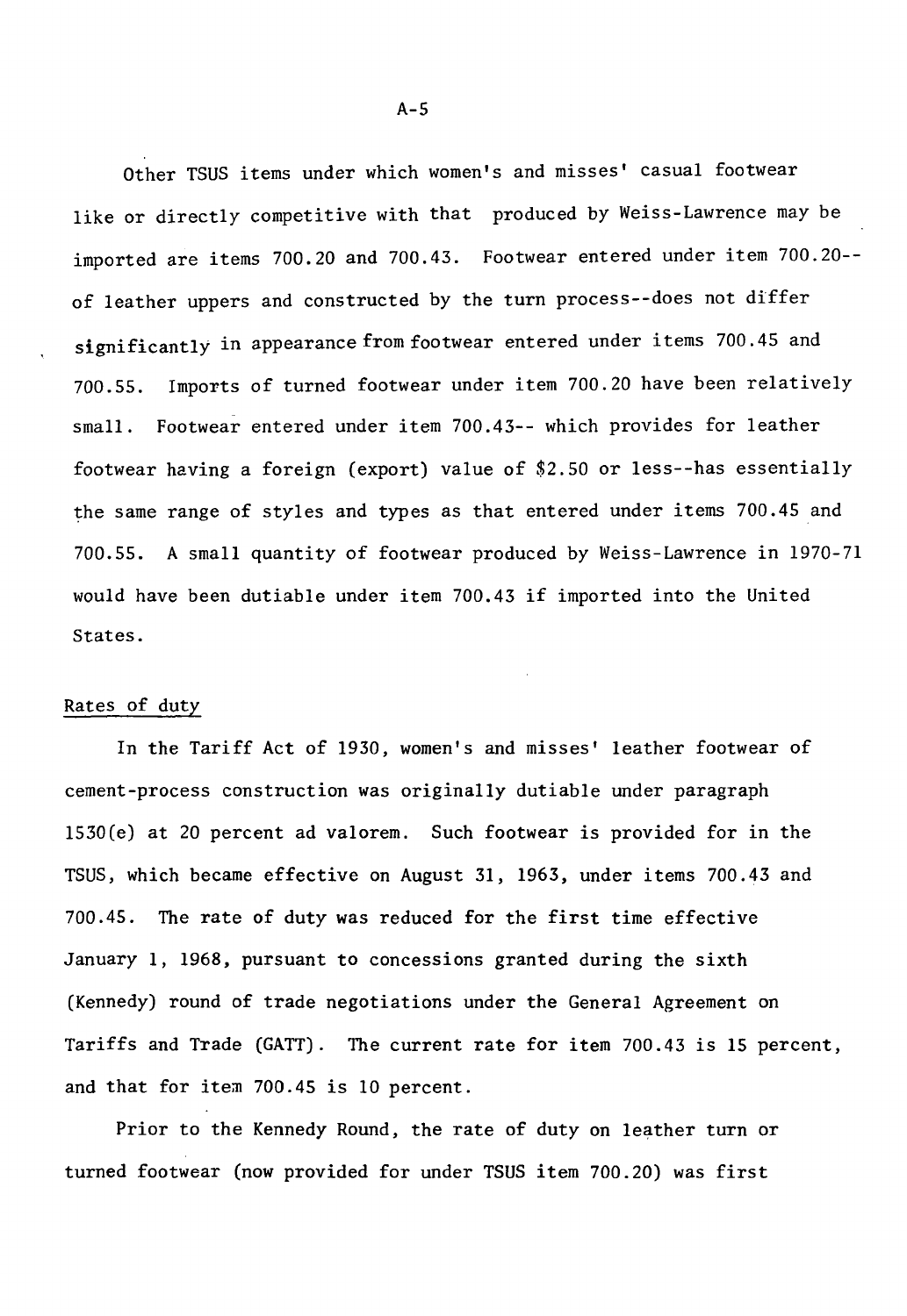Other TSUS items under which women's and misses' casual footwear like or directly competitive with that produced by Weiss-Lawrence may be imported are items 700.20 and 700.43. Footwear entered under item 700.20--of leather uppers and constructed by the turn process--does not differ significantly in appearance from footwear entered under items 700.45 and 700.55. Imports of turned footwear under item 700.20 have been relatively small. Footwear entered under item 700.43-- which provides for leather footwear having a foreign (export) value of $2.50 or less--has essentially the same range of styles and types as that entered under items 700.45 and 700.55. A small quantity of footwear produced by Weiss-Lawrence in 1970-71 would have been dutiable under item 700.43 if imported into the United States.

## Rates of duty

In the Tariff Act of 1930, women's and misses' leather footwear of cement-process construction was originally dutiable under paragraph 1530(e) at 20 percent ad valorem. Such footwear is provided for in the TSUS, which became effective on August 31, 1963, under items 700.43 and 700.45. The rate of duty was reduced for the first time effective January 1, 1968, pursuant to concessions granted during the sixth (Kennedy) round of trade negotiations under the General Agreement on Tariffs and Trade (GATT). The current rate for item 700.43 is 15 percent, and that for item 700.45 is 10 percent.

Prior to the Kennedy Round, the rate of duty on leather turn or turned footwear (now provided for under TSUS item 700.20) was first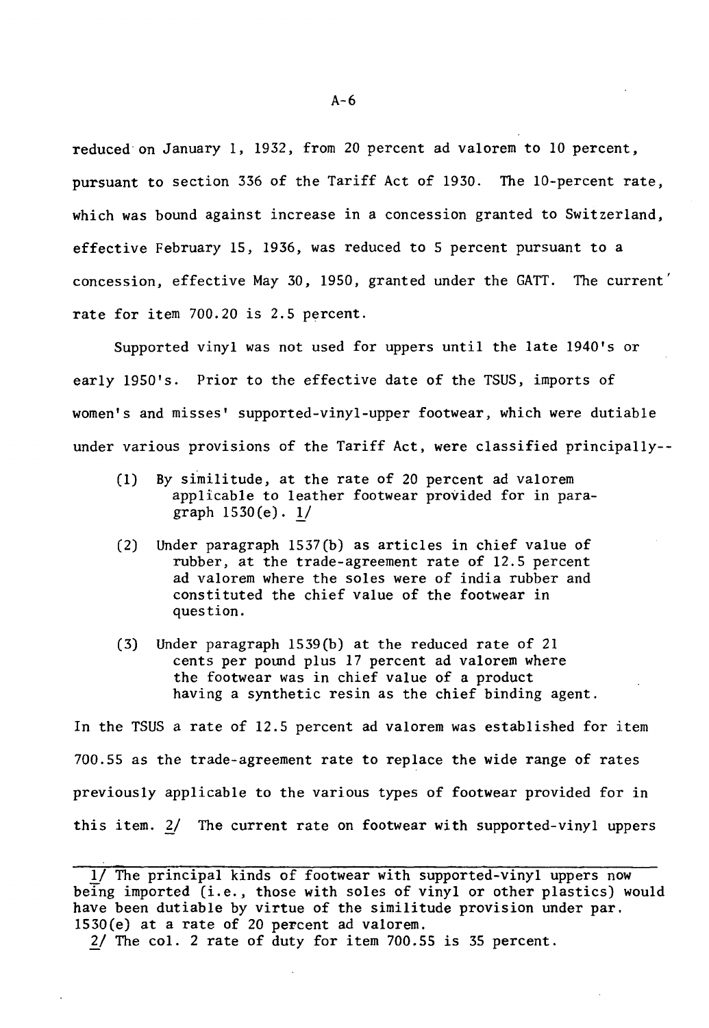reduced on January 1, 1932, from 20 percent ad valorem to 10 percent, pursuant to section 336 of the Tariff Act of 1930. The 10-percent rate, which was bound against increase in a concession granted to Switzerland, effective February 15, 1936, was reduced to 5 percent pursuant to a concession, effective May 30, 1950, granted under the GATT. The current rate for item 700.20 is 2.5 percent.

Supported vinyl was not used for uppers until the late 1940's or early 1950's. Prior to the effective date of the TSUS, imports of women's and misses' supported-vinyl-upper footwear, which were dutiable under various provisions of the Tariff Act, were classified principally--

(1) By similitude, at the rate of 20 percent ad valorem applicable to leather footwear provided for in paragraph 1530(e). 1/

(2) Under paragraph 1537(b) as articles in chief value of rubber, at the trade-agreement rate of 12.5 percent ad valorem where the soles were of india rubber and constituted the chief value of the footwear in question.

(3) Under paragraph 1539(b) at the reduced rate of 21 cents per pound plus 17 percent ad valorem where the footwear was in chief value of a product having a synthetic resin as the chief binding agent.

In the TSUS a rate of 12.5 percent ad valorem was established for item 700.55 as the trade-agreement rate to replace the wide range of rates previously applicable to the various types of footwear provided for in this item. 2/ The current rate on footwear with supported-vinyl uppers

---

1/ The principal kinds of footwear with supported-vinyl uppers now being imported (i.e., those with soles of vinyl or other plastics) would have been dutiable by virtue of the similitude provision under par. 1530(e) at a rate of 20 percent ad valorem.

2/ The col. 2 rate of duty for item 700.55 is 35 percent.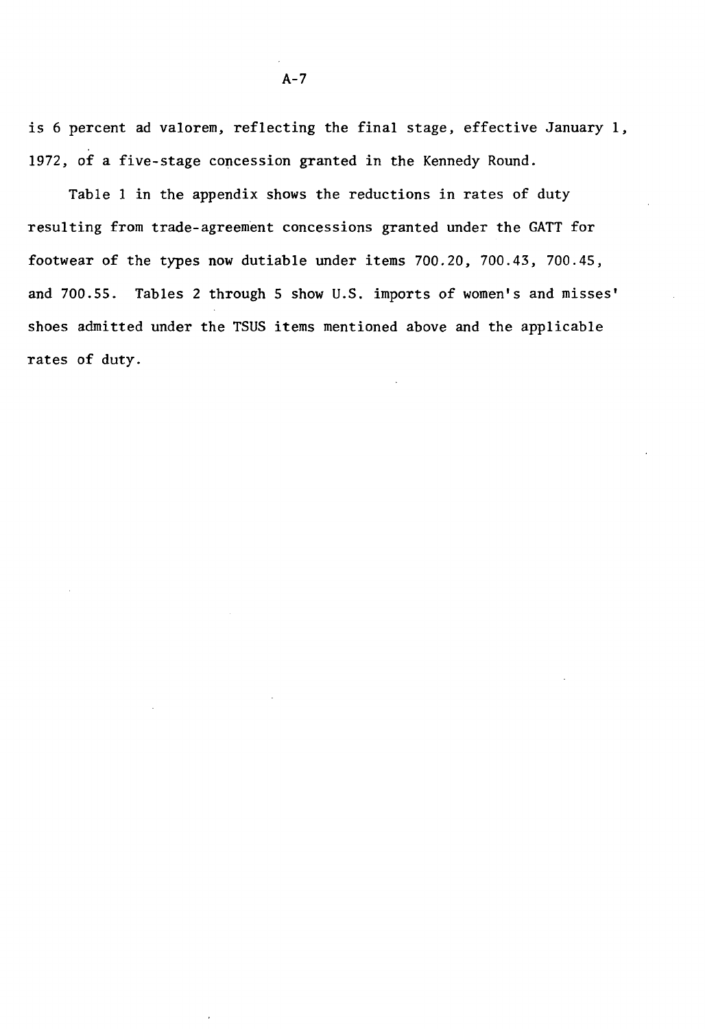is 6 percent ad valorem, reflecting the final stage, effective January 1, 1972, of a five-stage concession granted in the Kennedy Round.

Table 1 in the appendix shows the reductions in rates of duty resulting from trade-agreement concessions granted under the GATT for footwear of the types now dutiable under items 700.20, 700.43, 700.45, and 700.55. Tables 2 through 5 show U.S. imports of women's and misses' shoes admitted under the TSUS items mentioned above and the applicable rates of duty.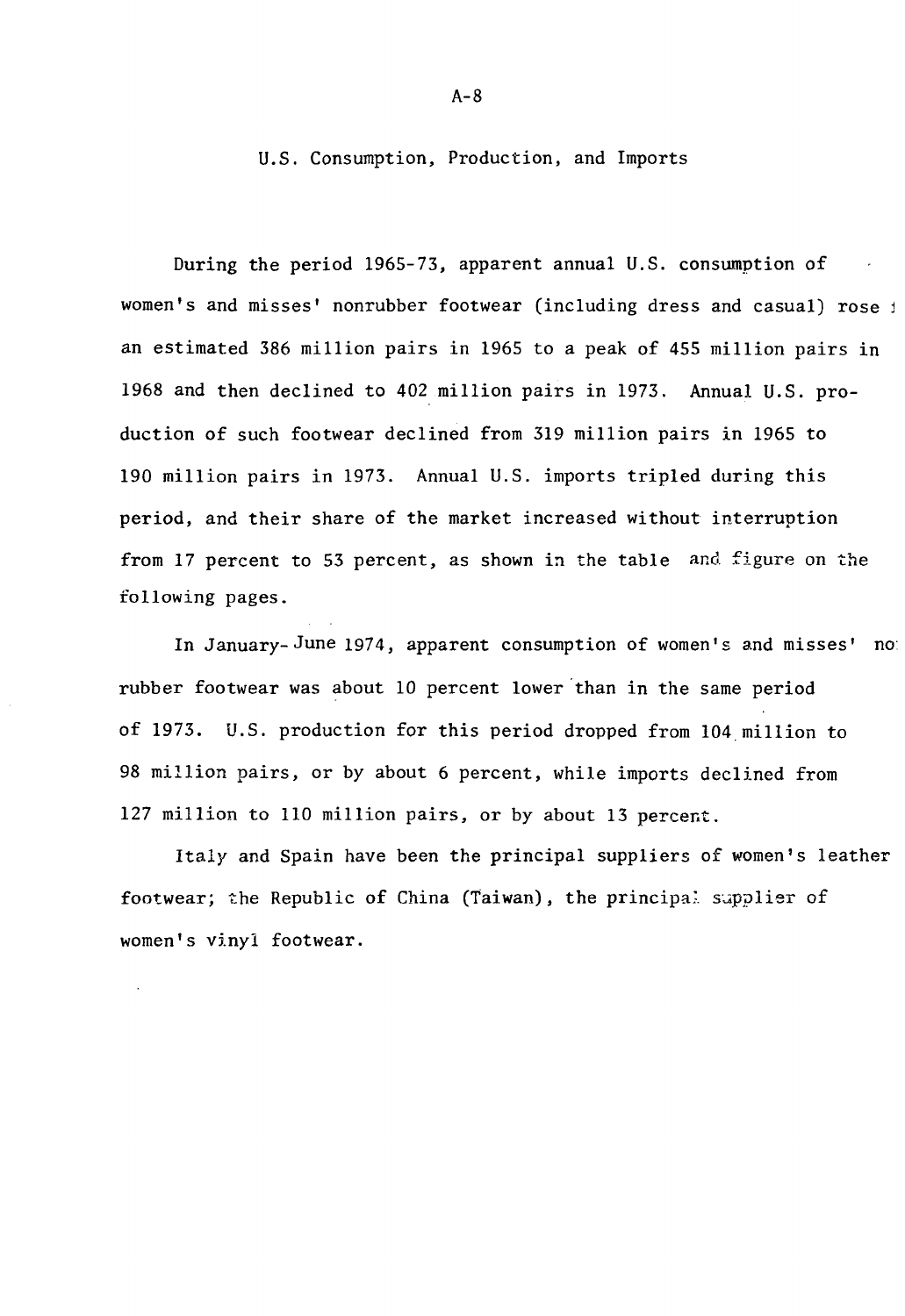## U.S. Consumption, Production, and Imports

During the period 1965-73, apparent annual U.S. consumption of women's and misses' nonrubber footwear (including dress and casual) rose from an estimated 386 million pairs in 1965 to a peak of 455 million pairs in 1968 and then declined to 402 million pairs in 1973. Annual U.S. production of such footwear declined from 319 million pairs in 1965 to 190 million pairs in 1973. Annual U.S. imports tripled during this period, and their share of the market increased without interruption from 17 percent to 53 percent, as shown in the table and figure on the following pages.

In January-June 1974, apparent consumption of women's and misses' nonrubber footwear was about 10 percent lower than in the same period of 1973. U.S. production for this period dropped from 104 million to 98 million pairs, or by about 6 percent, while imports declined from 127 million to 110 million pairs, or by about 13 percent.

Italy and Spain have been the principal suppliers of women's leather footwear; the Republic of China (Taiwan), the principal supplier of women's vinyl footwear.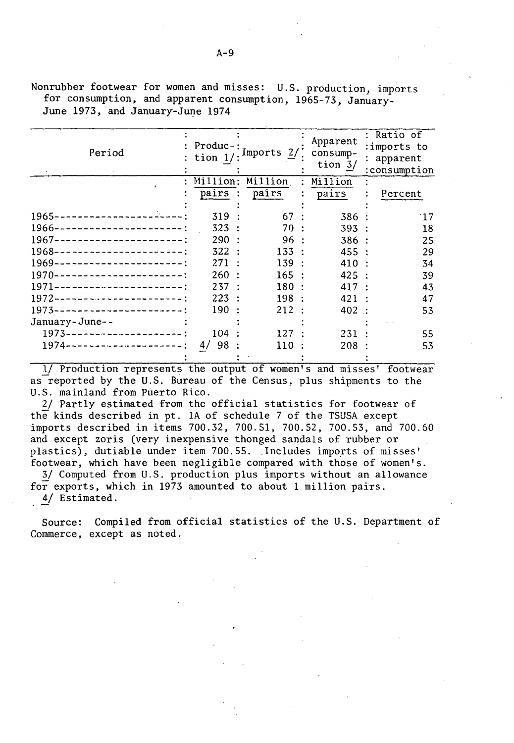Nonrubber footwear for women and misses: U.S. production, imports for consumption, and apparent consumption, 1965-73, January-June 1973, and January-June 1974

| Period | Production 1/ | Imports 2/ | Apparent consumption 3/ | Ratio of imports to apparent consumption |
|---|---|---|---|---|
| | Million pairs | Million pairs | Million pairs | Percent |
| 1965 | 319 | 67 | 386 | 17 |
| 1966 | 323 | 70 | 393 | 18 |
| 1967 | 290 | 96 | 386 | 25 |
| 1968 | 322 | 133 | 455 | 29 |
| 1969 | 271 | 139 | 410 | 34 |
| 1970 | 260 | 165 | 425 | 39 |
| 1971 | 237 | 180 | 417 | 43 |
| 1972 | 223 | 198 | 421 | 47 |
| 1973 | 190 | 212 | 402 | 53 |
| January-June-- | | | | |
| 1973 | 104 | 127 | 231 | 55 |
| 1974 | 4/ 98 | 110 | 208 | 53 |

1/ Production represents the output of women's and misses' footwear as reported by the U.S. Bureau of the Census, plus shipments to the U.S. mainland from Puerto Rico.

2/ Partly estimated from the official statistics for footwear of the kinds described in pt. 1A of schedule 7 of the TSUSA except imports described in items 700.32, 700.51, 700.52, 700.53, and 700.60 and except zoris (very inexpensive thonged sandals of rubber or plastics), dutiable under item 700.55. Includes imports of misses' footwear, which have been negligible compared with those of women's.

3/ Computed from U.S. production plus imports without an allowance for exports, which in 1973 amounted to about 1 million pairs.

4/ Estimated.

Source: Compiled from official statistics of the U.S. Department of Commerce, except as noted.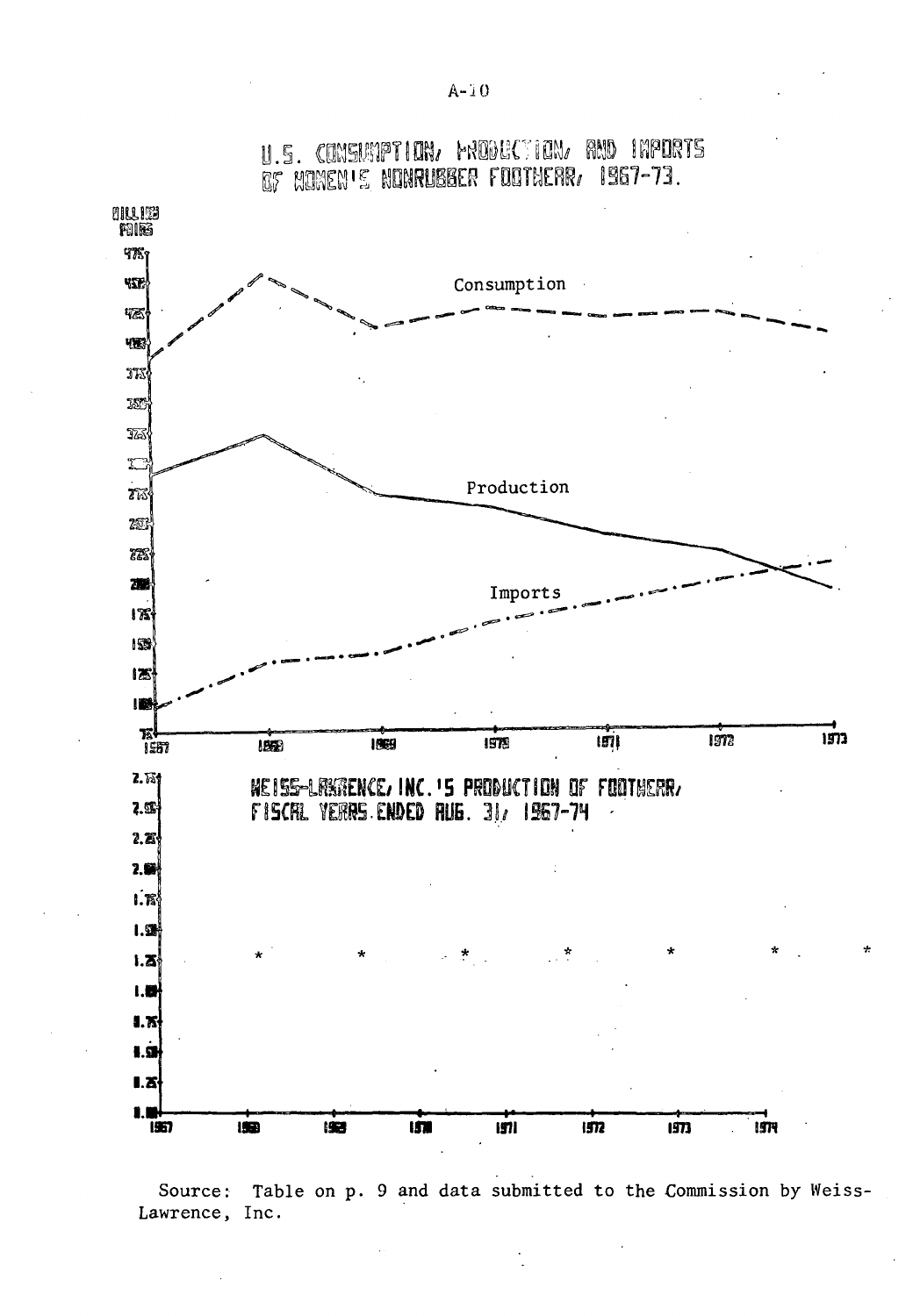U.S. CONSUMPTION, PRODUCTION, AND IMPORTS OF WOMEN'S NONRUBBER FOOTWEAR, 1967-73.

Million pairs

Consumption

Production

Imports

WEISS-LAWRENCE, INC.'S PRODUCTION OF FOOTWEAR, FISCAL YEARS ENDED AUG. 31, 1967-74

Source: Table on p. 9 and data submitted to the Commission by Weiss-Lawrence, Inc.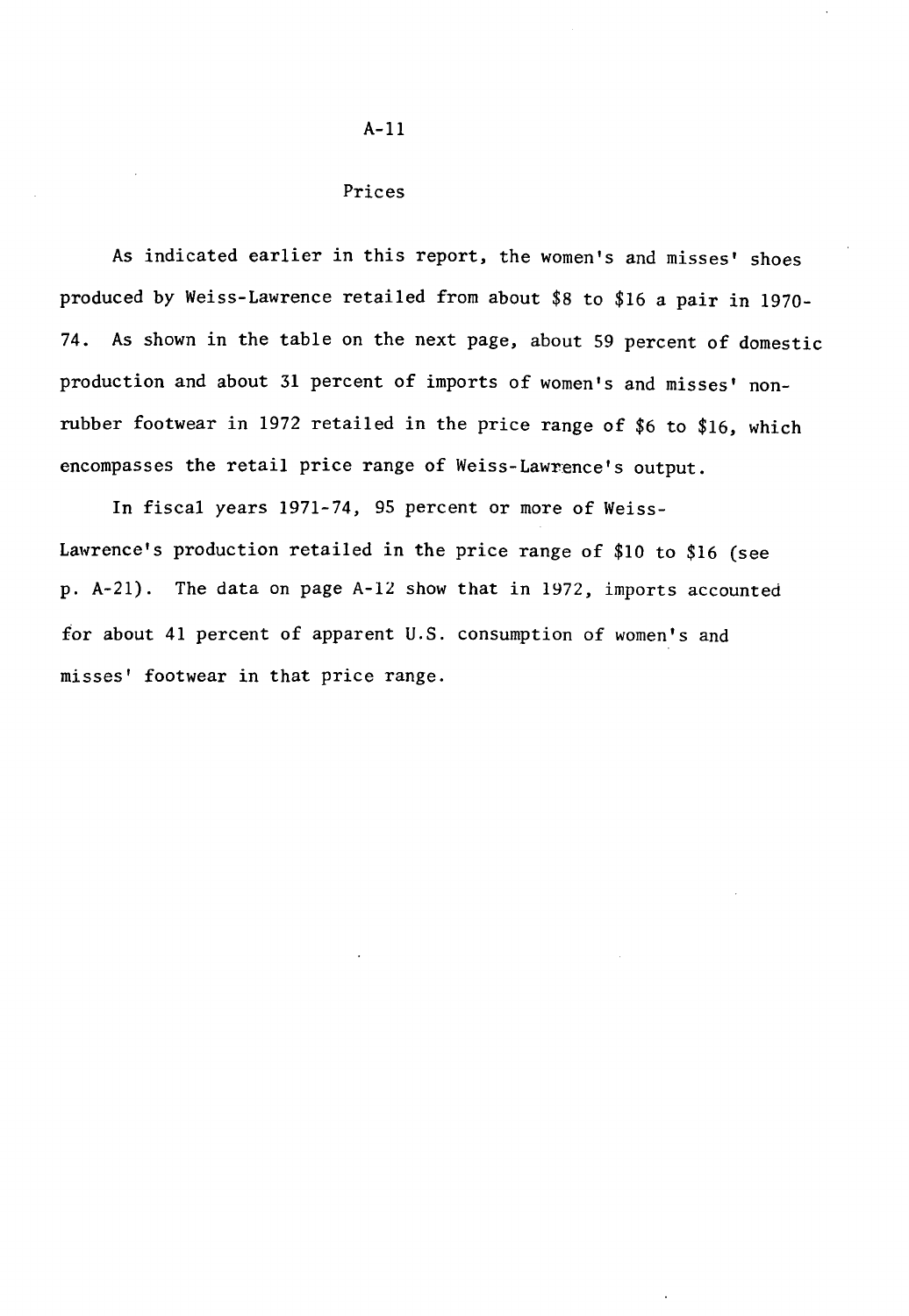## Prices

As indicated earlier in this report, the women's and misses' shoes produced by Weiss-Lawrence retailed from about $8 to $16 a pair in 1970-74. As shown in the table on the next page, about 59 percent of domestic production and about 31 percent of imports of women's and misses' non-rubber footwear in 1972 retailed in the price range of $6 to $16, which encompasses the retail price range of Weiss-Lawrence's output.

In fiscal years 1971-74, 95 percent or more of Weiss-Lawrence's production retailed in the price range of $10 to $16 (see p. A-21). The data on page A-12 show that in 1972, imports accounted for about 41 percent of apparent U.S. consumption of women's and misses' footwear in that price range.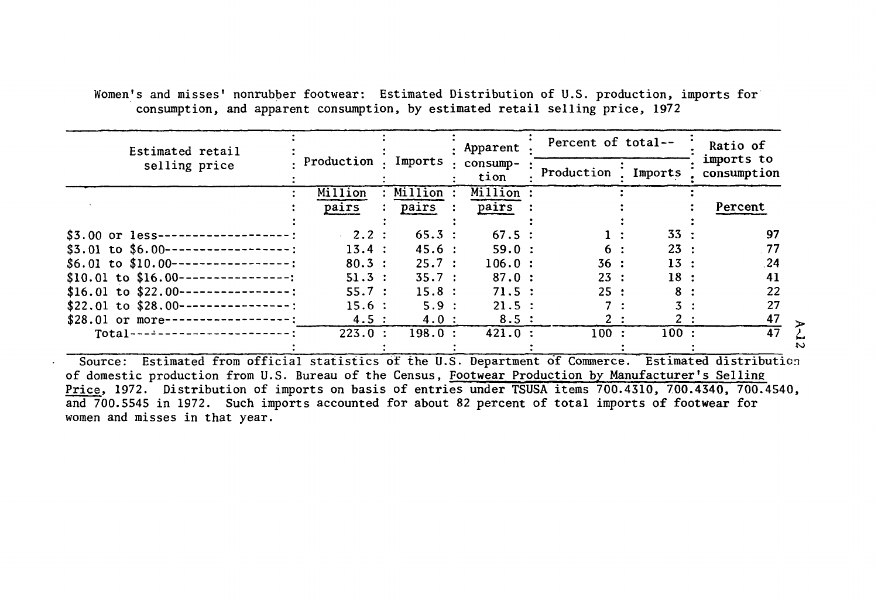Women's and misses' nonrubber footwear: Estimated Distribution of U.S. production, imports for consumption, and apparent consumption, by estimated retail selling price, 1972

| Estimated retail selling price | Production | Imports | Apparent consumption | Percent of total-- | | Ratio of imports to consumption |
|---|---|---|---|---|---|---|
| | | | | Production | Imports | |
| | Million pairs | Million pairs | Million pairs | | | Percent |
| $3.00 or less | 2.2 | 65.3 | 67.5 | 1 | 33 | 97 |
| $3.01 to $6.00 | 13.4 | 45.6 | 59.0 | 6 | 23 | 77 |
| $6.01 to $10.00 | 80.3 | 25.7 | 106.0 | 36 | 13 | 24 |
| $10.01 to $16.00 | 51.3 | 35.7 | 87.0 | 23 | 18 | 41 |
| $16.01 to $22.00 | 55.7 | 15.8 | 71.5 | 25 | 8 | 22 |
| $22.01 to $28.00 | 15.6 | 5.9 | 21.5 | 7 | 3 | 27 |
| $28.01 or more | 4.5 | 4.0 | 8.5 | 2 | 2 | 47 |
| Total | 223.0 | 198.0 | 421.0 | 100 | 100 | 47 |

Source: Estimated from official statistics of the U.S. Department of Commerce. Estimated distribution of domestic production from U.S. Bureau of the Census, Footwear Production by Manufacturer's Selling Price, 1972. Distribution of imports on basis of entries under TSUSA items 700.4310, 700.4340, 700.4540, and 700.5545 in 1972. Such imports accounted for about 82 percent of total imports of footwear for women and misses in that year.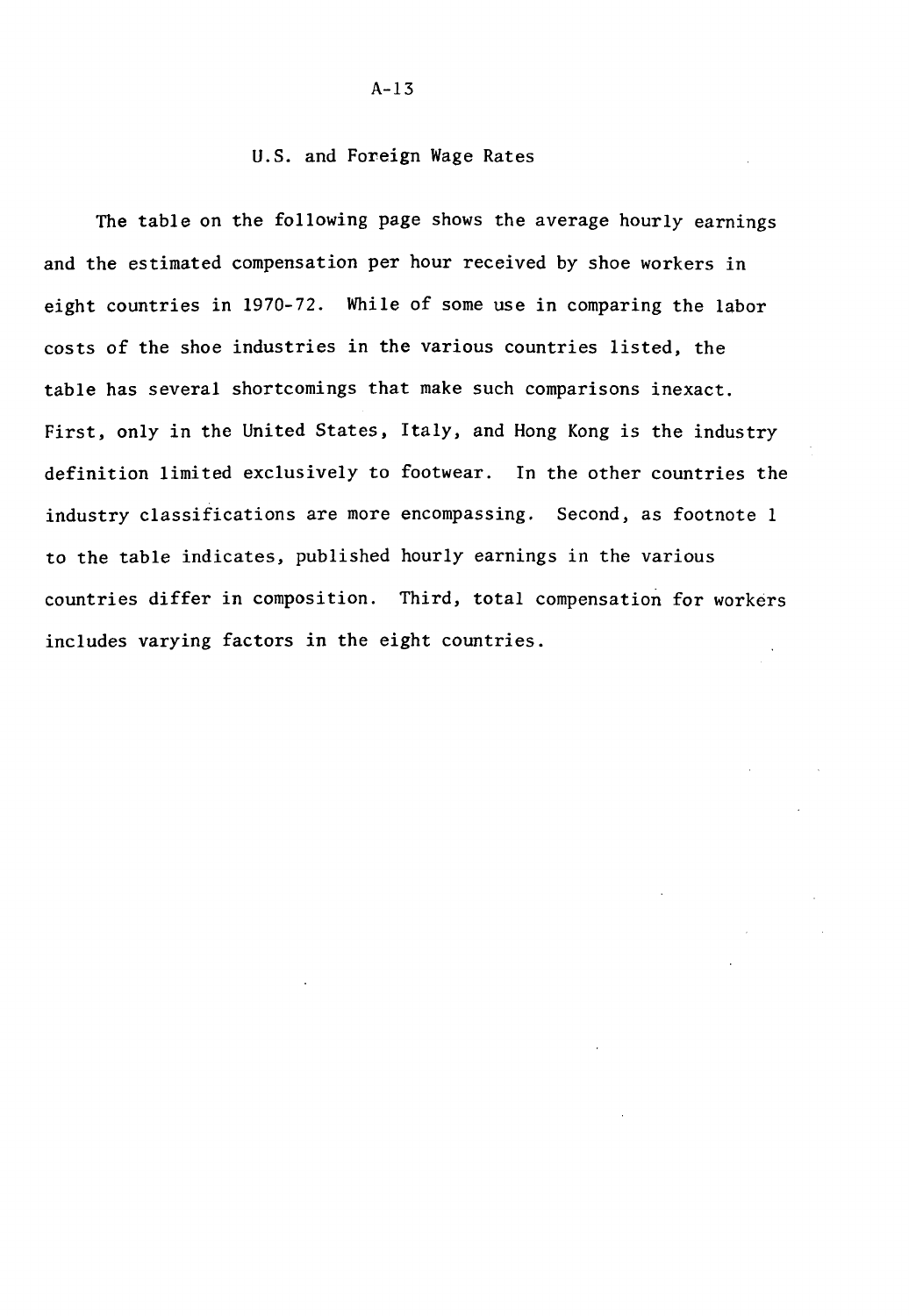## U.S. and Foreign Wage Rates

The table on the following page shows the average hourly earnings and the estimated compensation per hour received by shoe workers in eight countries in 1970-72. While of some use in comparing the labor costs of the shoe industries in the various countries listed, the table has several shortcomings that make such comparisons inexact. First, only in the United States, Italy, and Hong Kong is the industry definition limited exclusively to footwear. In the other countries the industry classifications are more encompassing. Second, as footnote 1 to the table indicates, published hourly earnings in the various countries differ in composition. Third, total compensation for workers includes varying factors in the eight countries.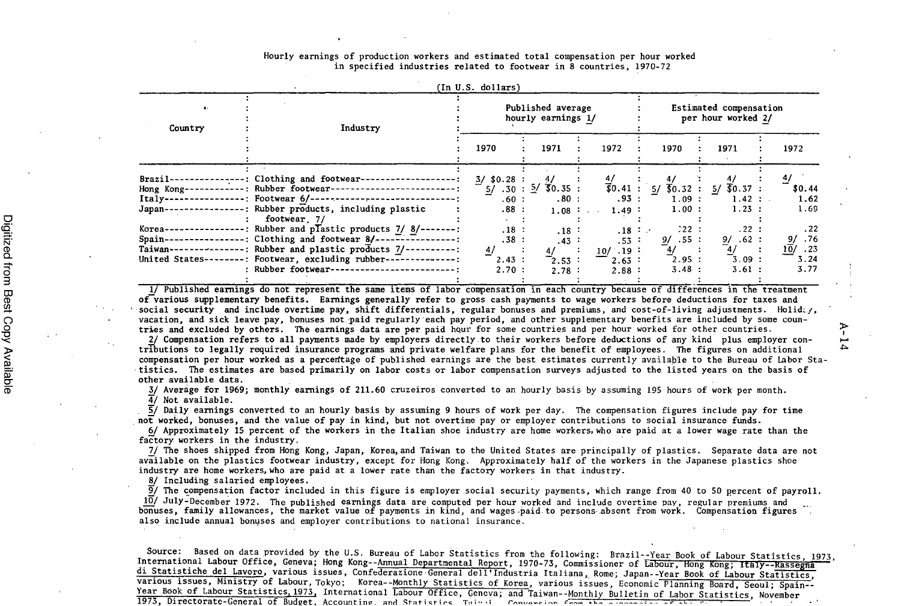Hourly earnings of production workers and estimated total compensation per hour worked in specified industries related to footwear in 8 countries, 1970-72

(In U.S. dollars)

| Country | Industry | Published average hourly earnings 1/ | | | Estimated compensation per hour worked 2/ | | |
|---|---|---|---|---|---|---|---|
| | | 1970 | 1971 | 1972 | 1970 | 1971 | 1972 |
| Brazil | Clothing and footwear | 3/ $0.28 | 4/ | 4/ | 4/ | 4/ | 4/ |
| Hong Kong | Rubber footwear | 5/ .30 | 5/ $0.35 | $0.41 | 5/ $0.32 | 5/ $0.37 | $0.44 |
| Italy | Footwear 6/ | .60 | .80 | .93 | 1.09 | 1.42 | 1.62 |
| Japan | Rubber products, including plastic footwear. 7/ | .88 | 1.08 | 1.49 | 1.00 | 1.23 | 1.69 |
| Korea | Rubber and plastic products 7/ 8/ | .18 | .18 | .18 | .22 | .22 | .22 |
| Spain | Clothing and footwear 8/ | .38 | .43 | .53 | 9/ .55 | 9/ .62 | 9/ .76 |
| Taiwan | Rubber and plastic products 7/ | 4/ | 4/ | 10/ .19 | 4/ | 4/ | 10/ .23 |
| United States | Footwear, excluding rubber | 2.43 | 2.53 | 2.63 | 2.95 | 3.09 | 3.24 |
| | Rubber footwear | 2.70 | 2.78 | 2.88 | 3.48 | 3.61 | 3.77 |

1/ Published earnings do not represent the same items of labor compensation in each country because of differences in the treatment of various supplementary benefits. Earnings generally refer to gross cash payments to wage workers before deductions for taxes and social security and include overtime pay, shift differentials, regular bonuses and premiums, and cost-of-living adjustments. Holiday, vacation, and sick leave pay, bonuses not paid regularly each pay period, and other supplementary benefits are included by some countries and excluded by others. The earnings data are per paid hour for some countries and per hour worked for other countries.

2/ Compensation refers to all payments made by employers directly to their workers before deductions of any kind plus employer contributions to legally required insurance programs and private welfare plans for the benefit of employees. The figures on additional compensation per hour worked as a percentage of published earnings are the best estimates currently available to the Bureau of Labor Statistics. The estimates are based primarily on labor costs or labor compensation surveys adjusted to the listed years on the basis of other available data.

3/ Average for 1969; monthly earnings of 211.60 cruzeiros converted to an hourly basis by assuming 195 hours of work per month.

4/ Not available.

5/ Daily earnings converted to an hourly basis by assuming 9 hours of work per day. The compensation figures include pay for time not worked, bonuses, and the value of pay in kind, but not overtime pay or employer contributions to social insurance funds.

6/ Approximately 15 percent of the workers in the Italian shoe industry are home workers, who are paid at a lower wage rate than the factory workers in the industry.

7/ The shoes shipped from Hong Kong, Japan, Korea, and Taiwan to the United States are principally of plastics. Separate data are not available on the plastics footwear industry, except for Hong Kong. Approximately half of the workers in the Japanese plastics shoe industry are home workers, who are paid at a lower rate than the factory workers in that industry.

8/ Including salaried employees.

9/ The compensation factor included in this figure is employer social security payments, which range from 40 to 50 percent of payroll.

10/ July-December 1972. The published earnings data are computed per hour worked and include overtime pay, regular premiums and bonuses, family allowances, the market value of payments in kind, and wages paid to persons absent from work. Compensation figures also include annual bonuses and employer contributions to national insurance.

Source: Based on data provided by the U.S. Bureau of Labor Statistics from the following: Brazil--Year Book of Labour Statistics, 1973, International Labour Office, Geneva; Hong Kong--Annual Departmental Report, 1970-73, Commissioner of Labour, Hong Kong; Italy--Rassegna di Statistiche del Lavoro, various issues, Confederazione Generale dell'Industria Italiana, Rome; Japan--Year Book of Labour Statistics, various issues, Ministry of Labour, Tokyo; Korea--Monthly Statistics of Korea, various issues, Economic Planning Board, Seoul; Spain--Year Book of Labour Statistics, 1973, International Labour Office, Geneva; and Taiwan--Monthly Bulletin of Labor Statistics, November 1973, Directorate-General of Budget, Accounting, and Statistics, Taipei. Conversion from the ...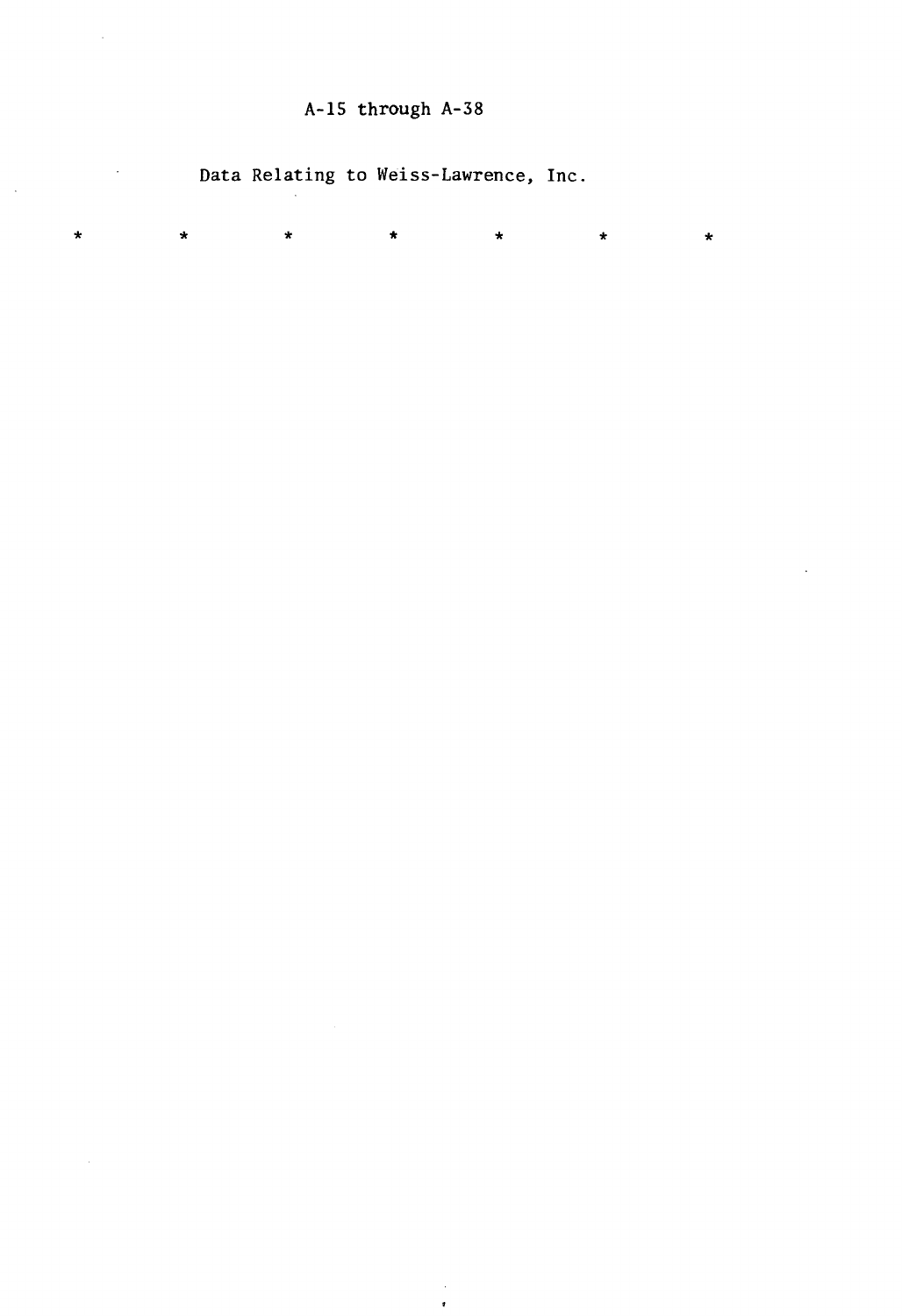A-15 through A-38

Data Relating to Weiss-Lawrence, Inc.

\*             \*             \*             \*             \*             \*             \*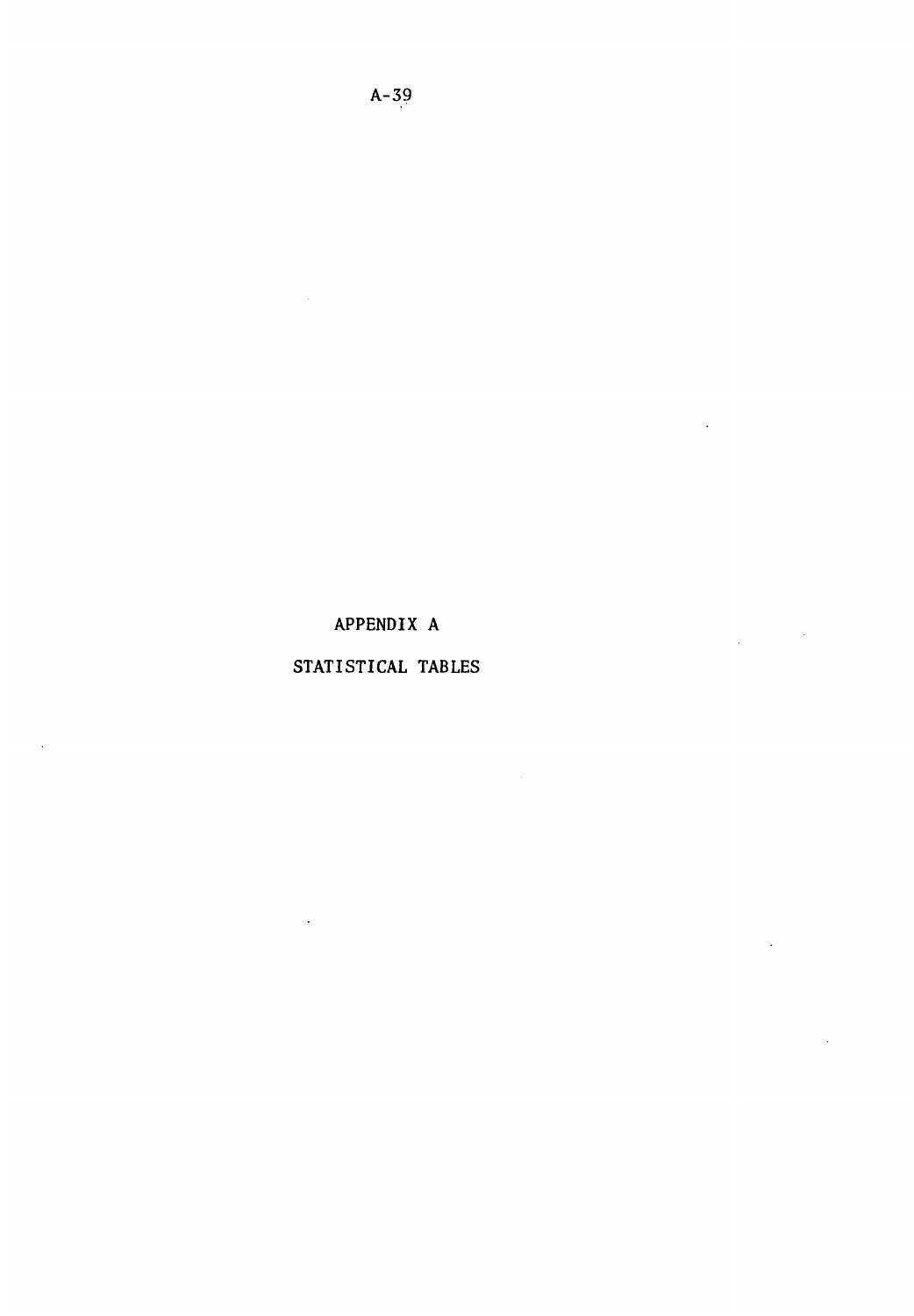# APPENDIX A

## STATISTICAL TABLES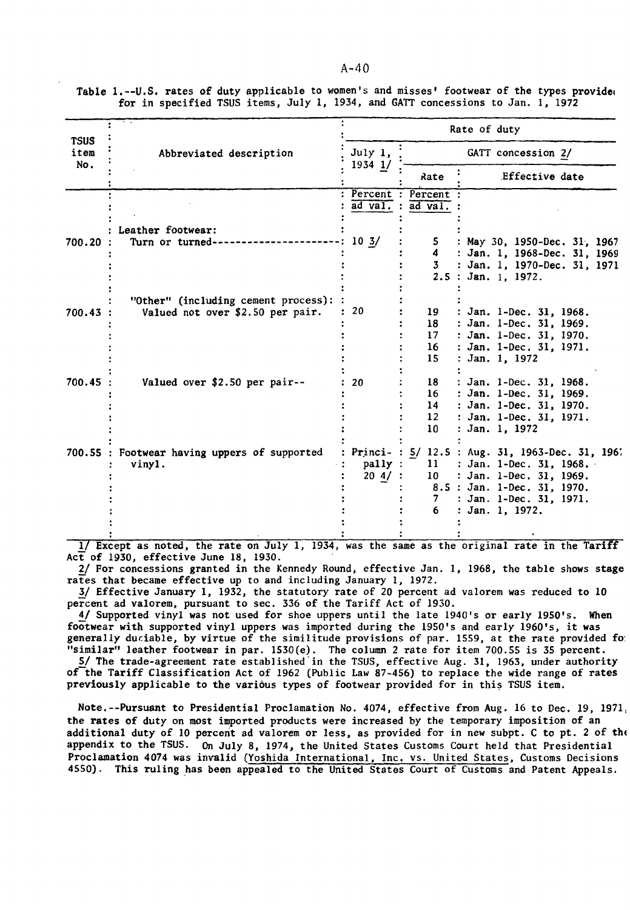Table 1.--U.S. rates of duty applicable to women's and misses' footwear of the types provided for in specified TSUS items, July 1, 1934, and GATT concessions to Jan. 1, 1972

| TSUS item No. | Abbreviated description | Rate of duty | | |
|---|---|---|---|---|
| | | July 1, 1934 1/ | GATT concession 2/ | |
| | | | Rate | Effective date |
| | | Percent ad val. | Percent ad val. | |
| | Leather footwear: | | | |
| 700.20 | Turn or turned---------------------- | 10 3/ | 5 | May 30, 1950-Dec. 31, 1967 |
| | | | 4 | Jan. 1, 1968-Dec. 31, 1969 |
| | | | 3 | Jan. 1, 1970-Dec. 31, 1971 |
| | | | 2.5 | Jan. 1, 1972. |
| | "Other" (including cement process): | | | |
| 700.43 | Valued not over $2.50 per pair. | 20 | 19 | Jan. 1-Dec. 31, 1968. |
| | | | 18 | Jan. 1-Dec. 31, 1969. |
| | | | 17 | Jan. 1-Dec. 31, 1970. |
| | | | 16 | Jan. 1-Dec. 31, 1971. |
| | | | 15 | Jan. 1, 1972 |
| 700.45 | Valued over $2.50 per pair-- | 20 | 18 | Jan. 1-Dec. 31, 1968. |
| | | | 16 | Jan. 1-Dec. 31, 1969. |
| | | | 14 | Jan. 1-Dec. 31, 1970. |
| | | | 12 | Jan. 1-Dec. 31, 1971. |
| | | | 10 | Jan. 1, 1972 |
| 700.55 | Footwear having uppers of supported vinyl. | Principally 20 4/ | 5/ 12.5 | Aug. 31, 1963-Dec. 31, 1967 |
| | | | 11 | Jan. 1-Dec. 31, 1968. |
| | | | 10 | Jan. 1-Dec. 31, 1969. |
| | | | 8.5 | Jan. 1-Dec. 31, 1970. |
| | | | 7 | Jan. 1-Dec. 31, 1971. |
| | | | 6 | Jan. 1, 1972. |

1/ Except as noted, the rate on July 1, 1934, was the same as the original rate in the Tariff Act of 1930, effective June 18, 1930.

2/ For concessions granted in the Kennedy Round, effective Jan. 1, 1968, the table shows stage rates that became effective up to and including January 1, 1972.

3/ Effective January 1, 1932, the statutory rate of 20 percent ad valorem was reduced to 10 percent ad valorem, pursuant to sec. 336 of the Tariff Act of 1930.

4/ Supported vinyl was not used for shoe uppers until the late 1940's or early 1950's. When footwear with supported vinyl uppers was imported during the 1950's and early 1960's, it was generally dutiable, by virtue of the similitude provisions of par. 1559, at the rate provided for "similar" leather footwear in par. 1530(e). The column 2 rate for item 700.55 is 35 percent.

5/ The trade-agreement rate established in the TSUS, effective Aug. 31, 1963, under authority of the Tariff Classification Act of 1962 (Public Law 87-456) to replace the wide range of rates previously applicable to the various types of footwear provided for in this TSUS item.

Note.--Pursuant to Presidential Proclamation No. 4074, effective from Aug. 16 to Dec. 19, 1971, the rates of duty on most imported products were increased by the temporary imposition of an additional duty of 10 percent ad valorem or less, as provided for in new subpt. C to pt. 2 of the appendix to the TSUS. On July 8, 1974, the United States Customs Court held that Presidential Proclamation 4074 was invalid (Yoshida International, Inc. vs. United States, Customs Decisions 4550). This ruling has been appealed to the United States Court of Customs and Patent Appeals.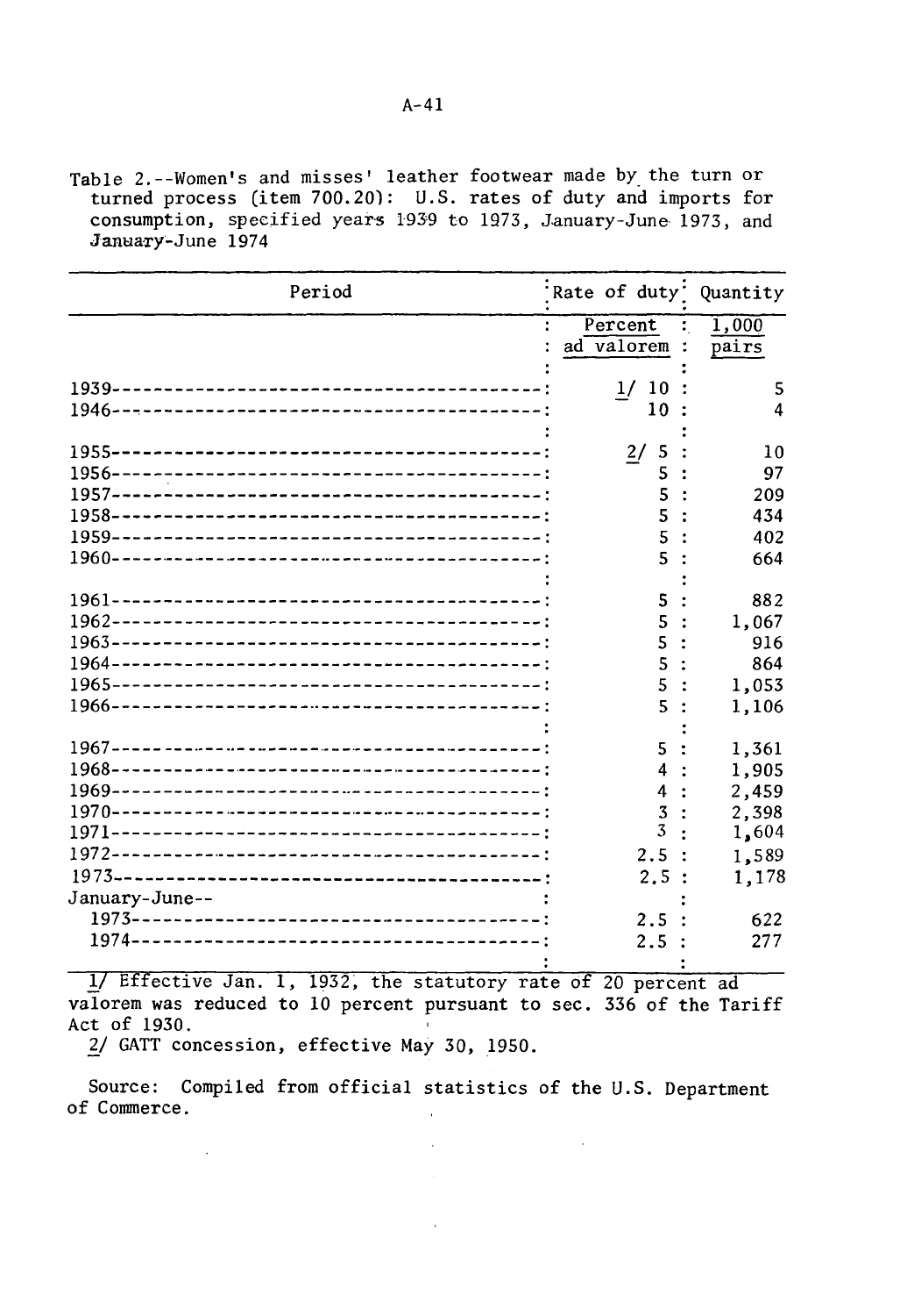Table 2.--Women's and misses' leather footwear made by the turn or turned process (item 700.20): U.S. rates of duty and imports for consumption, specified years 1939 to 1973, January-June 1973, and January-June 1974

| Period | Rate of duty | Quantity |
|---|---|---|
| | Percent ad valorem | 1,000 pairs |
| 1939 | 1/ 10 | 5 |
| 1946 | 10 | 4 |
| 1955 | 2/ 5 | 10 |
| 1956 | 5 | 97 |
| 1957 | 5 | 209 |
| 1958 | 5 | 434 |
| 1959 | 5 | 402 |
| 1960 | 5 | 664 |
| 1961 | 5 | 882 |
| 1962 | 5 | 1,067 |
| 1963 | 5 | 916 |
| 1964 | 5 | 864 |
| 1965 | 5 | 1,053 |
| 1966 | 5 | 1,106 |
| 1967 | 5 | 1,361 |
| 1968 | 4 | 1,905 |
| 1969 | 4 | 2,459 |
| 1970 | 3 | 2,398 |
| 1971 | 3 | 1,604 |
| 1972 | 2.5 | 1,589 |
| 1973 | 2.5 | 1,178 |
| January-June-- | | |
| 1973 | 2.5 | 622 |
| 1974 | 2.5 | 277 |

1/ Effective Jan. 1, 1932, the statutory rate of 20 percent ad valorem was reduced to 10 percent pursuant to sec. 336 of the Tariff Act of 1930.

2/ GATT concession, effective May 30, 1950.

Source: Compiled from official statistics of the U.S. Department of Commerce.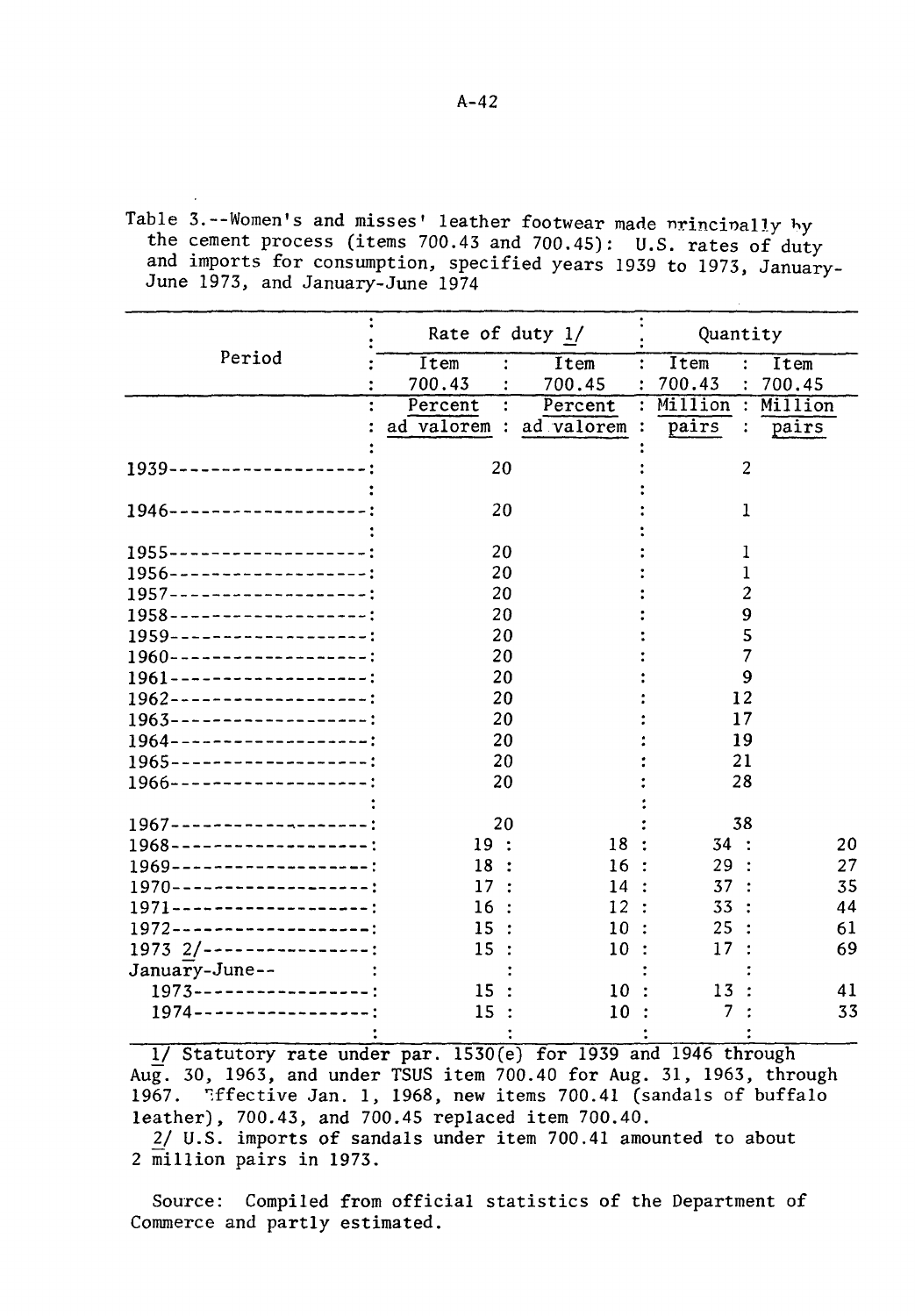Table 3.--Women's and misses' leather footwear made principally by the cement process (items 700.43 and 700.45): U.S. rates of duty and imports for consumption, specified years 1939 to 1973, January-June 1973, and January-June 1974

| Period | Rate of duty 1/ | | Quantity | |
|---|---|---|---|---|
| | Item 700.43 | Item 700.45 | Item 700.43 | Item 700.45 |
| | Percent ad valorem | Percent ad valorem | Million pairs | Million pairs |
| 1939 | 20 | | 2 | |
| 1946 | 20 | | 1 | |
| 1955 | 20 | | 1 | |
| 1956 | 20 | | 1 | |
| 1957 | 20 | | 2 | |
| 1958 | 20 | | 9 | |
| 1959 | 20 | | 5 | |
| 1960 | 20 | | 7 | |
| 1961 | 20 | | 9 | |
| 1962 | 20 | | 12 | |
| 1963 | 20 | | 17 | |
| 1964 | 20 | | 19 | |
| 1965 | 20 | | 21 | |
| 1966 | 20 | | 28 | |
| 1967 | 20 | | 38 | |
| 1968 | 19 | 18 | 34 | 20 |
| 1969 | 18 | 16 | 29 | 27 |
| 1970 | 17 | 14 | 37 | 35 |
| 1971 | 16 | 12 | 33 | 44 |
| 1972 | 15 | 10 | 25 | 61 |
| 1973 2/ | 15 | 10 | 17 | 69 |
| January-June-- | | | | |
| 1973 | 15 | 10 | 13 | 41 |
| 1974 | 15 | 10 | 7 | 33 |

1/ Statutory rate under par. 1530(e) for 1939 and 1946 through Aug. 30, 1963, and under TSUS item 700.40 for Aug. 31, 1963, through 1967. Effective Jan. 1, 1968, new items 700.41 (sandals of buffalo leather), 700.43, and 700.45 replaced item 700.40.

2/ U.S. imports of sandals under item 700.41 amounted to about 2 million pairs in 1973.

Source: Compiled from official statistics of the Department of Commerce and partly estimated.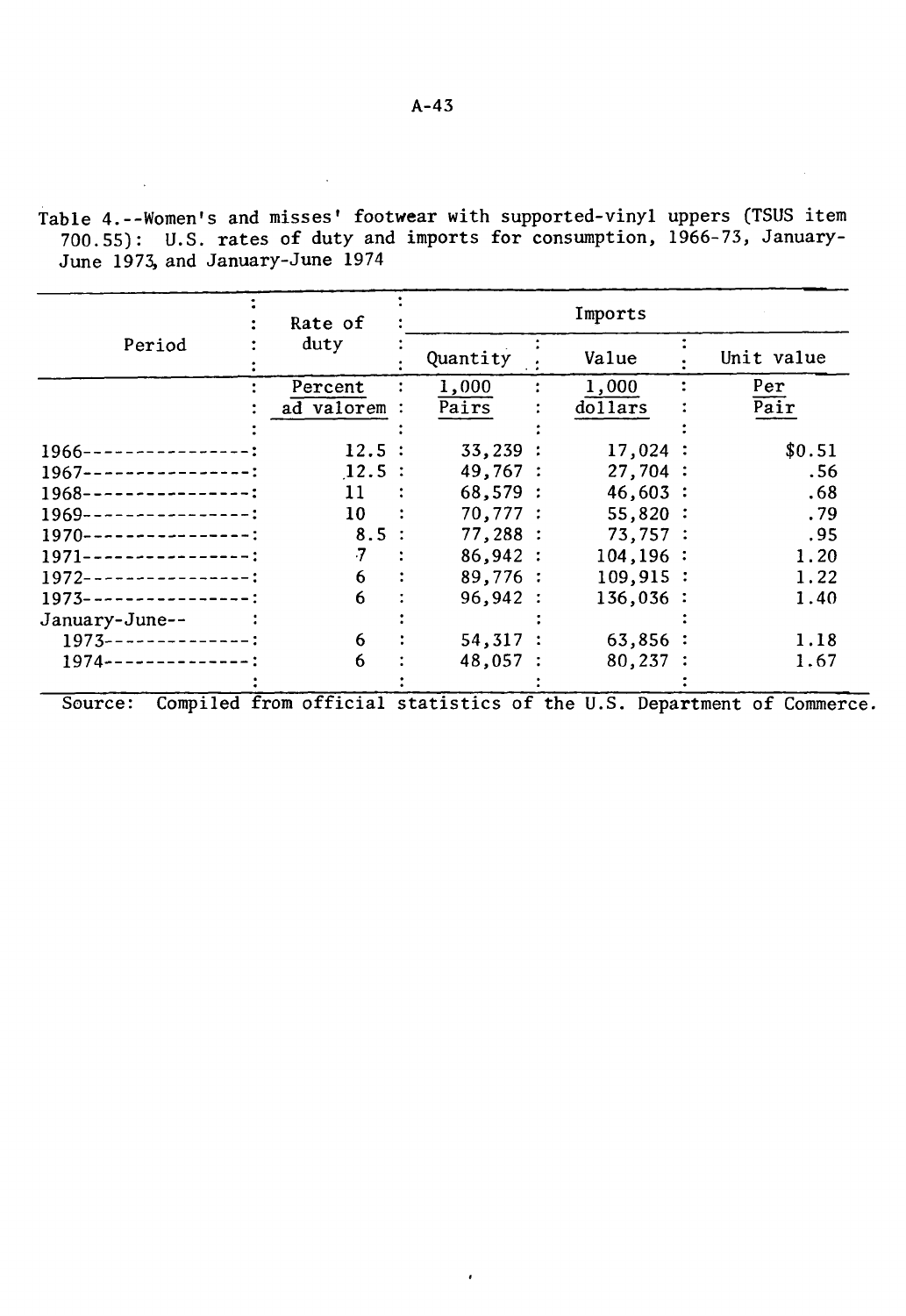Table 4.--Women's and misses' footwear with supported-vinyl uppers (TSUS item 700.55): U.S. rates of duty and imports for consumption, 1966-73, January-June 1973, and January-June 1974

| Period | Rate of duty | Imports | | |
|---|---|---|---|---|
| | | Quantity | Value | Unit value |
| | Percent ad valorem | 1,000 Pairs | 1,000 dollars | Per Pair |
| 1966 | 12.5 | 33,239 | 17,024 | $0.51 |
| 1967 | 12.5 | 49,767 | 27,704 | .56 |
| 1968 | 11 | 68,579 | 46,603 | .68 |
| 1969 | 10 | 70,777 | 55,820 | .79 |
| 1970 | 8.5 | 77,288 | 73,757 | .95 |
| 1971 | 7 | 86,942 | 104,196 | 1.20 |
| 1972 | 6 | 89,776 | 109,915 | 1.22 |
| 1973 | 6 | 96,942 | 136,036 | 1.40 |
| January-June-- | | | | |
| 1973 | 6 | 54,317 | 63,856 | 1.18 |
| 1974 | 6 | 48,057 | 80,237 | 1.67 |

Source: Compiled from official statistics of the U.S. Department of Commerce.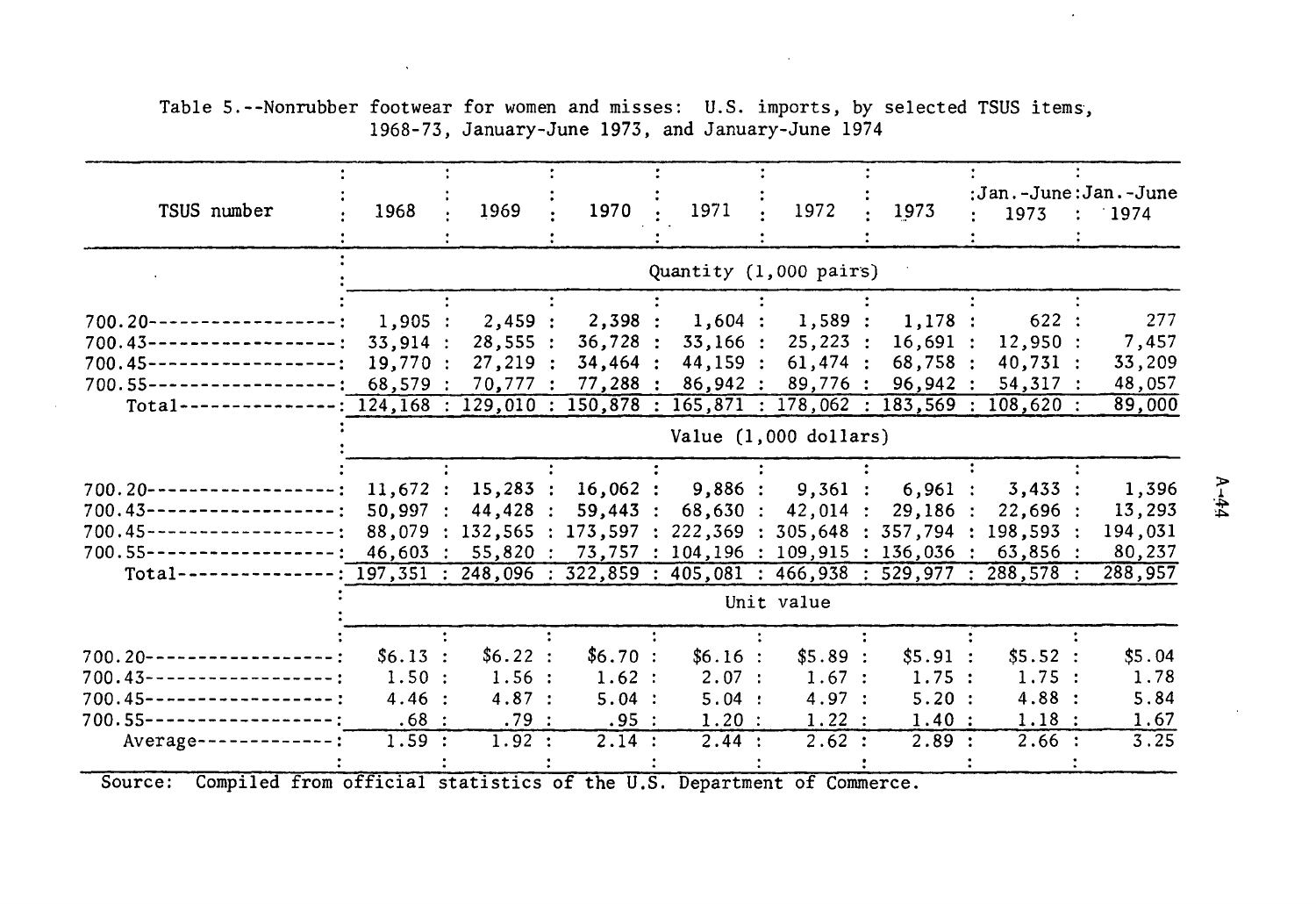Table 5.--Nonrubber footwear for women and misses: U.S. imports, by selected TSUS items, 1968-73, January-June 1973, and January-June 1974

| TSUS number | 1968 | 1969 | 1970 | 1971 | 1972 | 1973 | Jan.-June 1973 | Jan.-June 1974 |
|---|---|---|---|---|---|---|---|---|
| | Quantity (1,000 pairs) | | | | | | | |
| 700.20 | 1,905 | 2,459 | 2,398 | 1,604 | 1,589 | 1,178 | 622 | 277 |
| 700.43 | 33,914 | 28,555 | 36,728 | 33,166 | 25,223 | 16,691 | 12,950 | 7,457 |
| 700.45 | 19,770 | 27,219 | 34,464 | 44,159 | 61,474 | 68,758 | 40,731 | 33,209 |
| 700.55 | 68,579 | 70,777 | 77,288 | 86,942 | 89,776 | 96,942 | 54,317 | 48,057 |
| Total | 124,168 | 129,010 | 150,878 | 165,871 | 178,062 | 183,569 | 108,620 | 89,000 |
| | Value (1,000 dollars) | | | | | | | |
| 700.20 | 11,672 | 15,283 | 16,062 | 9,886 | 9,361 | 6,961 | 3,433 | 1,396 |
| 700.43 | 50,997 | 44,428 | 59,443 | 68,630 | 42,014 | 29,186 | 22,696 | 13,293 |
| 700.45 | 88,079 | 132,565 | 173,597 | 222,369 | 305,648 | 357,794 | 198,593 | 194,031 |
| 700.55 | 46,603 | 55,820 | 73,757 | 104,196 | 109,915 | 136,036 | 63,856 | 80,237 |
| Total | 197,351 | 248,096 | 322,859 | 405,081 | 466,938 | 529,977 | 288,578 | 288,957 |
| | Unit value | | | | | | | |
| 700.20 | $6.13 | $6.22 | $6.70 | $6.16 | $5.89 | $5.91 | $5.52 | $5.04 |
| 700.43 | 1.50 | 1.56 | 1.62 | 2.07 | 1.67 | 1.75 | 1.75 | 1.78 |
| 700.45 | 4.46 | 4.87 | 5.04 | 5.04 | 4.97 | 5.20 | 4.88 | 5.84 |
| 700.55 | .68 | .79 | .95 | 1.20 | 1.22 | 1.40 | 1.18 | 1.67 |
| Average | 1.59 | 1.92 | 2.14 | 2.44 | 2.62 | 2.89 | 2.66 | 3.25 |

Source: Compiled from official statistics of the U.S. Department of Commerce.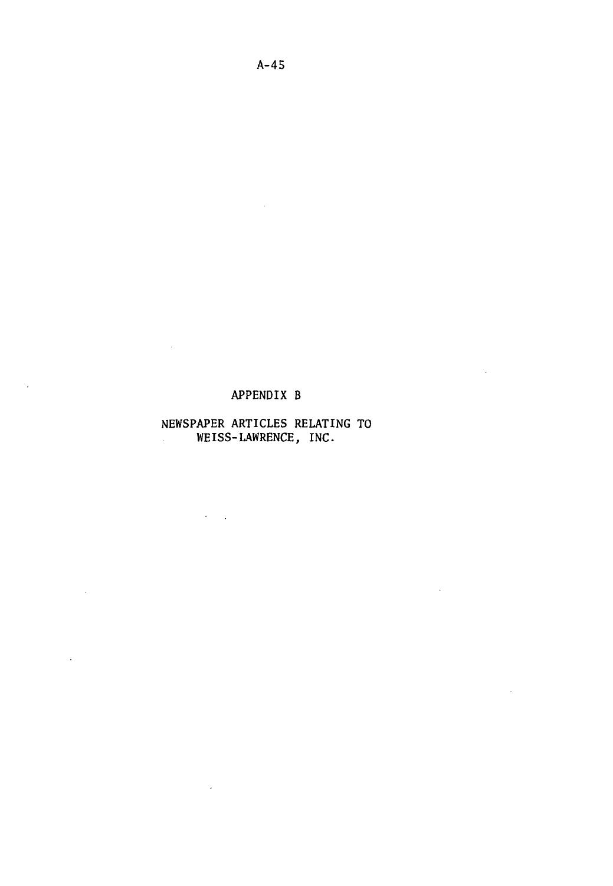# APPENDIX B

## NEWSPAPER ARTICLES RELATING TO WEISS-LAWRENCE, INC.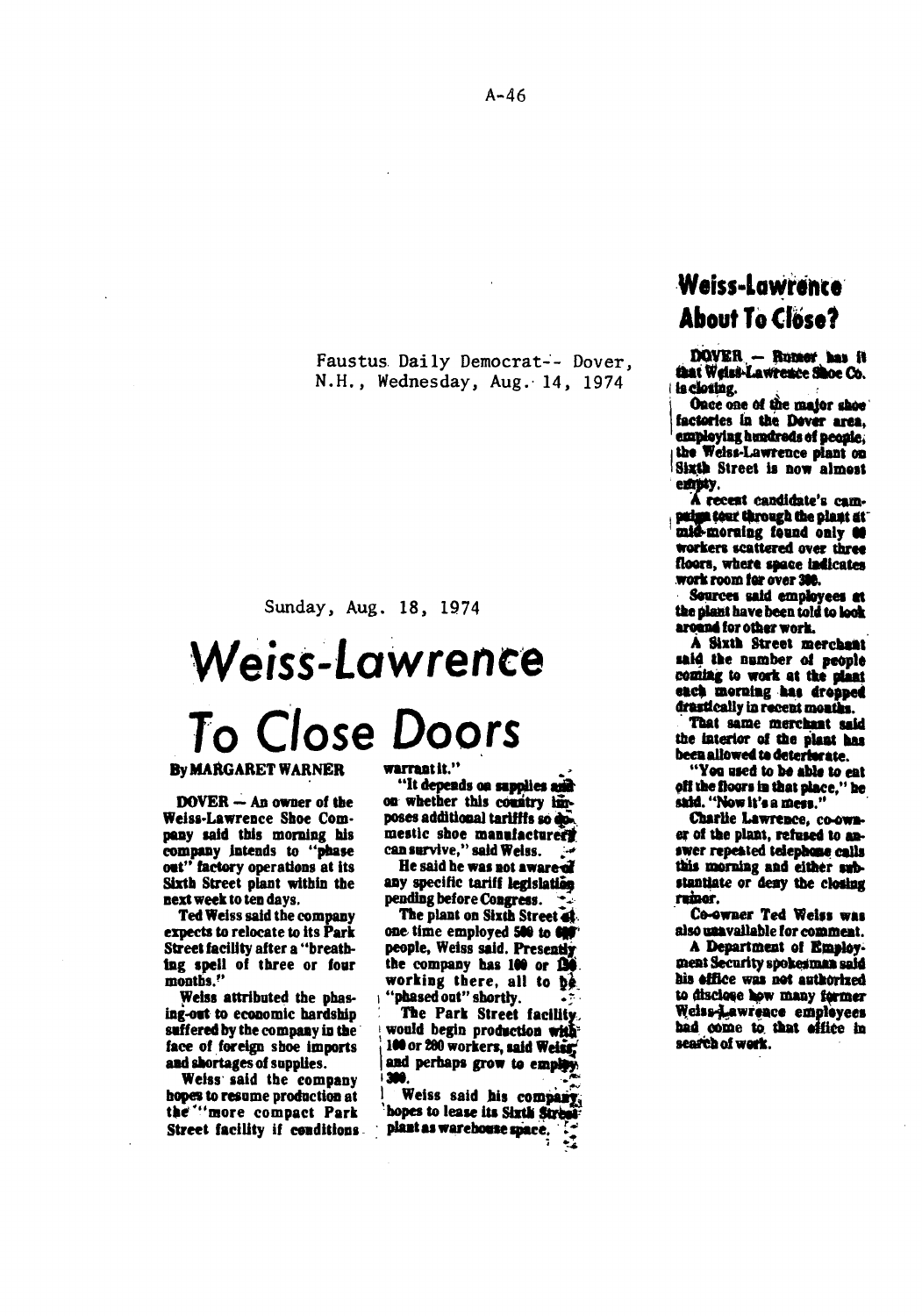Faustus Daily Democrat-- Dover, N.H., Wednesday, Aug. 14, 1974

## Weiss-Lawrence About To Close?

DOVER — Rumor has it that Weiss-Lawrence Shoe Co. is closing.

Once one of the major shoe factories in the Dover area, employing hundreds of people, the Weiss-Lawrence plant on Sixth Street is now almost empty.

A recent candidate's campaign tour through the plant at mid-morning found only 60 workers scattered over three floors, where space indicates work room for over 300.

Sources said employees at the plant have been told to look around for other work.

A Sixth Street merchant said the number of people coming to work at the plant each morning has dropped drastically in recent months.

That same merchant said the interior of the plant has been allowed to deteriorate.

"You used to be able to eat off the floors in that place," he said. "Now it's a mess."

Charlie Lawrence, co-owner of the plant, refused to answer repeated telephone calls this morning and either substantiate or deny the closing rumor.

Co-owner Ted Weiss was also unavailable for comment.

A Department of Employment Security spokesman said his office was not authorized to disclose how many former Weiss-Lawrence employees had come to that office in search of work.

Sunday, Aug. 18, 1974

# Weiss-Lawrence To Close Doors

**By MARGARET WARNER**

DOVER — An owner of the Weiss-Lawrence Shoe Company said this morning his company intends to "phase out" factory operations at its Sixth Street plant within the next week to ten days.

Ted Weiss said the company expects to relocate to its Park Street facility after a "breathing spell of three or four months."

Weiss attributed the phasing-out to economic hardship suffered by the company in the face of foreign shoe imports and shortages of supplies.

Weiss said the company hopes to resume production at the "more compact Park Street facility if conditions warrant it."

"It depends on supplies and on whether this country imposes additional tariffs so domestic shoe manufacturers can survive," said Weiss.

He said he was not aware of any specific tariff legislation pending before Congress.

The plant on Sixth Street at one time employed 500 to 600 people, Weiss said. Presently the company has 100 or 150 working there, all to be "phased out" shortly.

The Park Street facility would begin production with 100 or 200 workers, said Weiss, and perhaps grow to employ 300.

Weiss said his company hopes to lease its Sixth Street plant as warehouse space.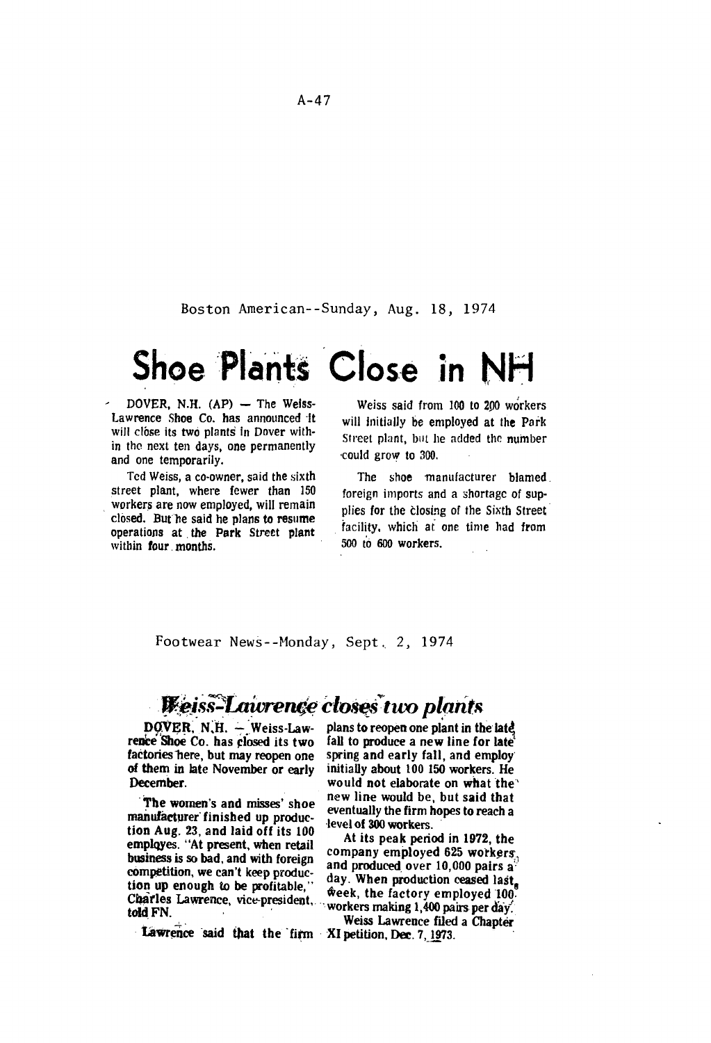Boston American--Sunday, Aug. 18, 1974

# Shoe Plants Close in NH

DOVER, N.H. (AP) — The Weiss-Lawrence Shoe Co. has announced it will close its two plants in Dover within the next ten days, one permanently and one temporarily.

Ted Weiss, a co-owner, said the sixth street plant, where fewer than 150 workers are now employed, will remain closed. But he said he plans to resume operations at the Park Street plant within four months.

Weiss said from 100 to 200 workers will initially be employed at the Park Street plant, but he added the number could grow to 300.

The shoe manufacturer blamed foreign imports and a shortage of supplies for the closing of the Sixth Street facility, which at one time had from 500 to 600 workers.

Footwear News--Monday, Sept. 2, 1974

# *Weiss-Lawrence closes two plants*

DOVER, N.H. — Weiss-Lawrence Shoe Co. has closed its two factories here, but may reopen one of them in late November or early December.

The women's and misses' shoe manufacturer finished up production Aug. 23, and laid off its 100 employes. "At present, when retail business is so bad, and with foreign competition, we can't keep production up enough to be profitable," Charles Lawrence, vice-president, told FN.

Lawrence said that the firm plans to reopen one plant in the late fall to produce a new line for late spring and early fall, and employ initially about 100 150 workers. He would not elaborate on what the new line would be, but said that eventually the firm hopes to reach a level of 300 workers.

At its peak period in 1972, the company employed 625 workers and produced over 10,000 pairs a day. When production ceased last week, the factory employed 100 workers making 1,400 pairs per day.

Weiss Lawrence filed a Chapter XI petition, Dec. 7, 1973.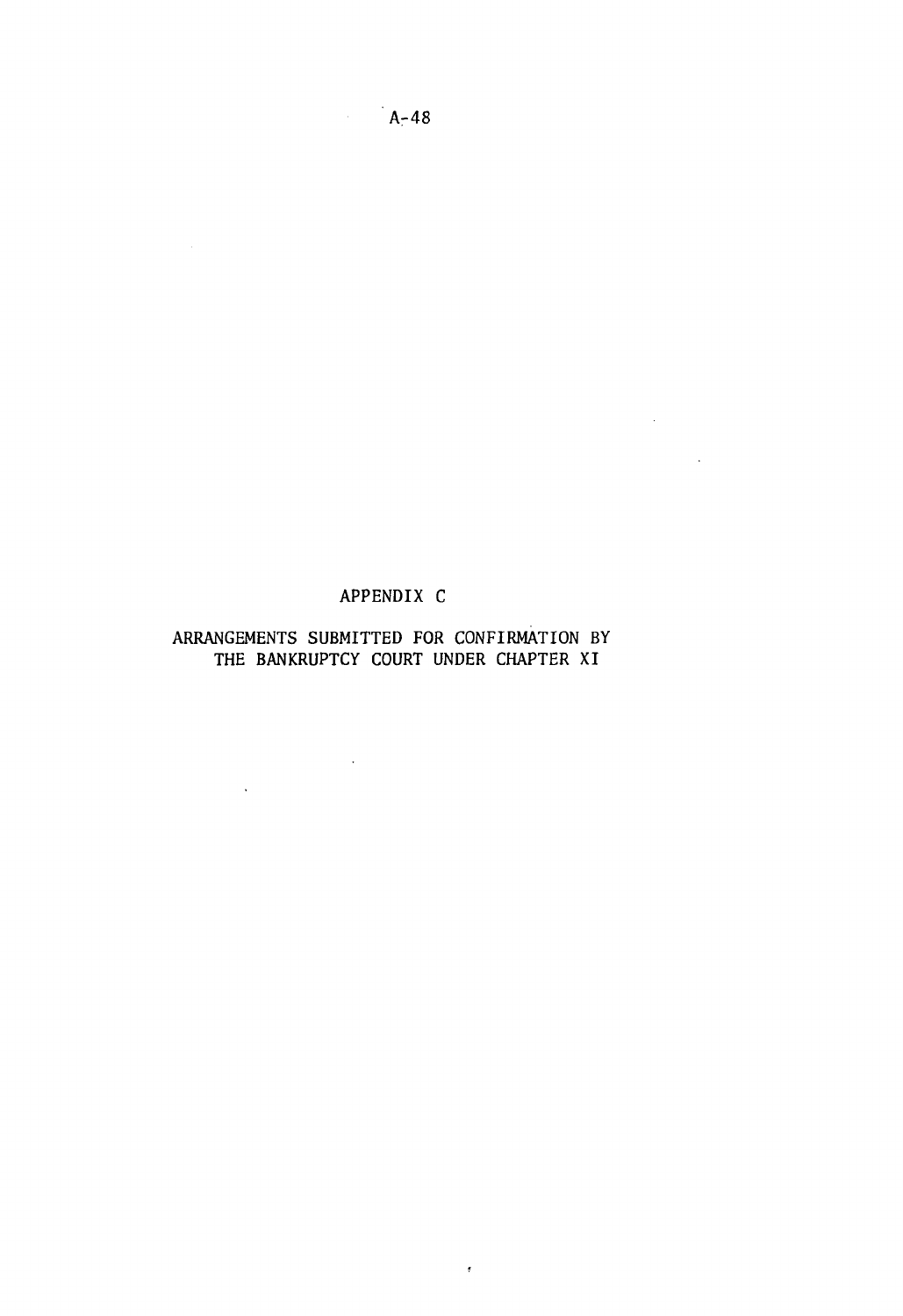# APPENDIX C

## ARRANGEMENTS SUBMITTED FOR CONFIRMATION BY THE BANKRUPTCY COURT UNDER CHAPTER XI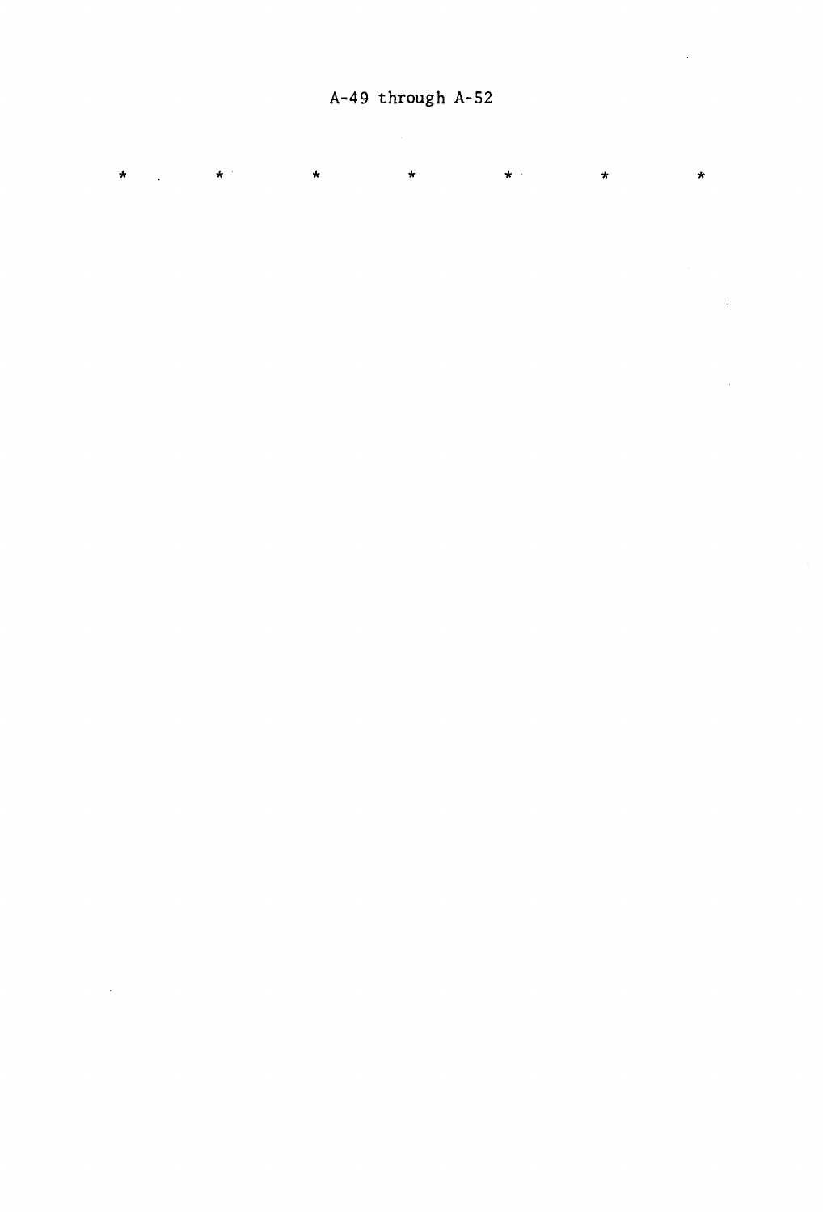A-49 through A-52

\*     \*     \*     \*     \*     \*     \*